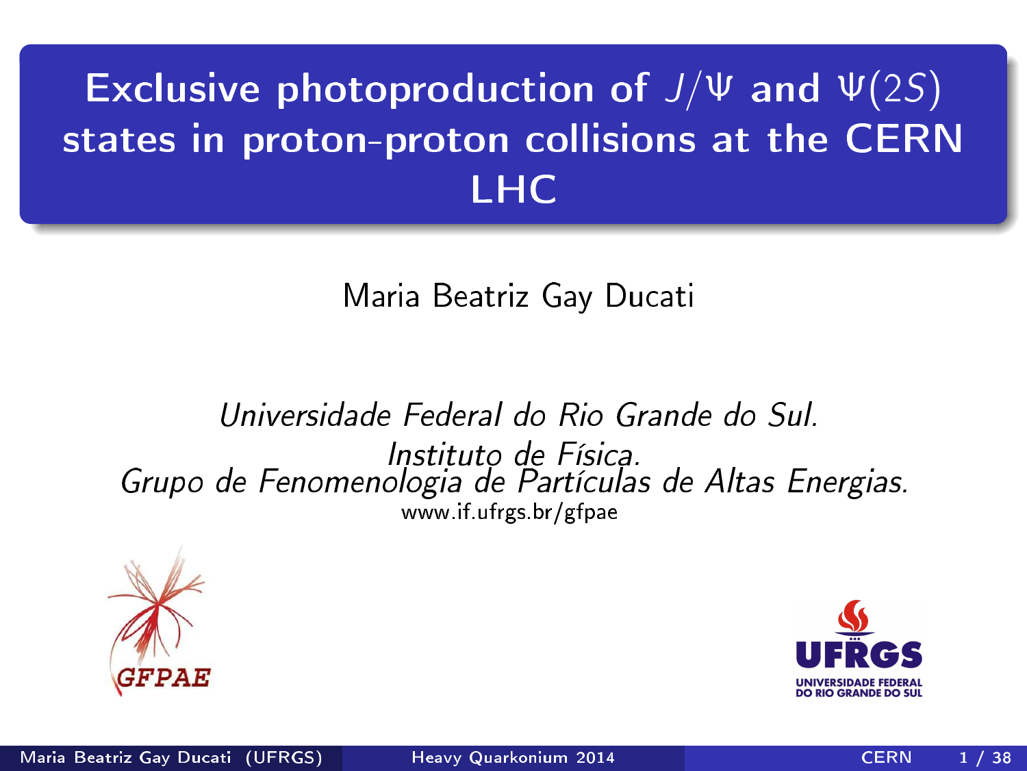# Exclusive photoproduction of $J/\Psi$ and $\Psi(2S)$ states in proton-proton collisions at the CERN LHC

Maria Beatriz Gay Ducati

*Universidade Federal do Rio Grande do Sul.*
*Instituto de Física.*
*Grupo de Fenomenologia de Partículas de Altas Energias.*
www.if.ufrgs.br/gfpae

GFPAE

UFRGS
UNIVERSIDADE FEDERAL DO RIO GRANDE DO SUL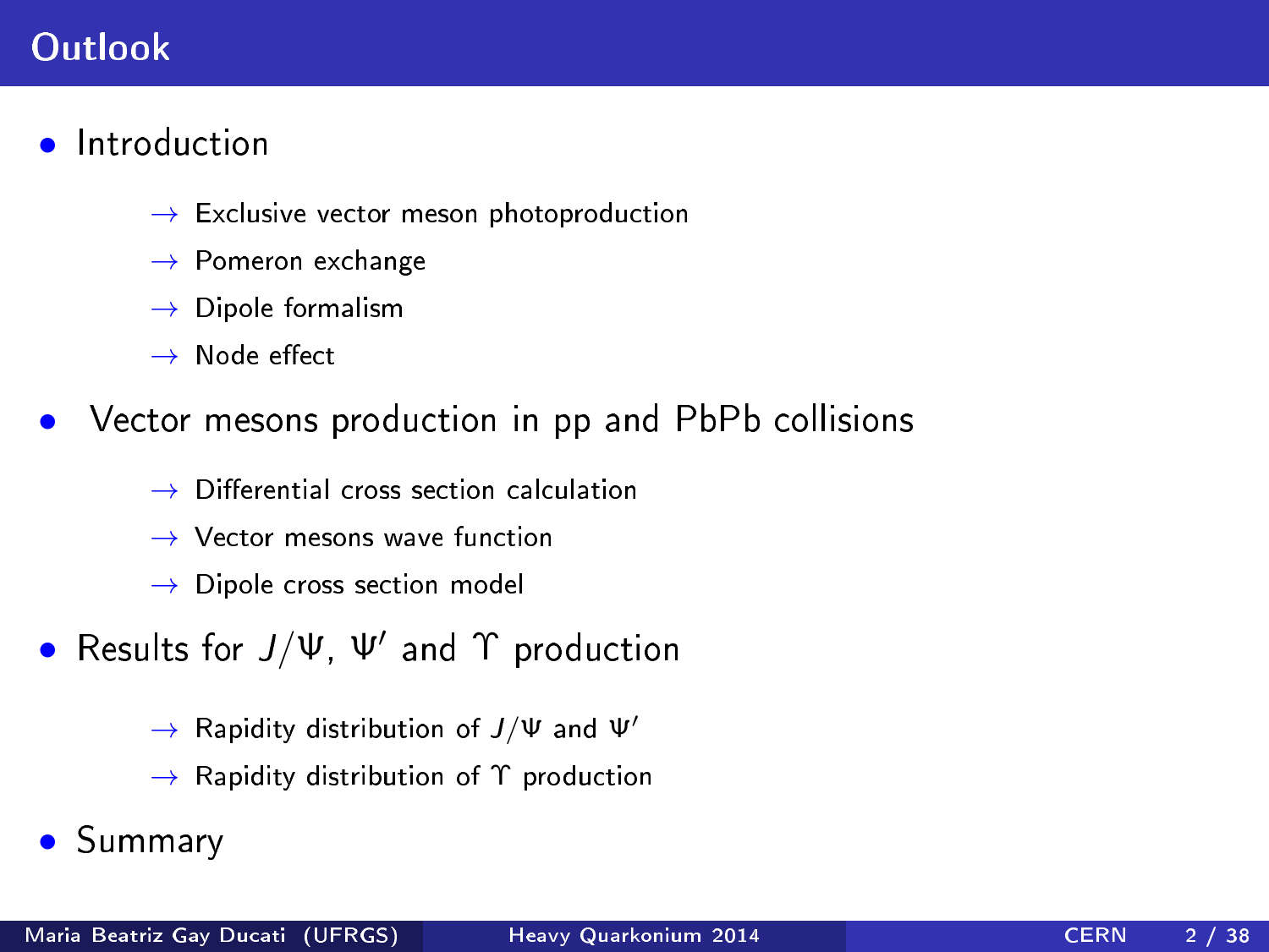# Outlook

- Introduction
  - → Exclusive vector meson photoproduction
  - → Pomeron exchange
  - → Dipole formalism
  - → Node effect
- Vector mesons production in pp and PbPb collisions
  - → Differential cross section calculation
  - → Vector mesons wave function
  - → Dipole cross section model
- Results for $J/\Psi$, $\Psi'$ and $\Upsilon$ production
  - → Rapidity distribution of $J/\Psi$ and $\Psi'$
  - → Rapidity distribution of $\Upsilon$ production
- Summary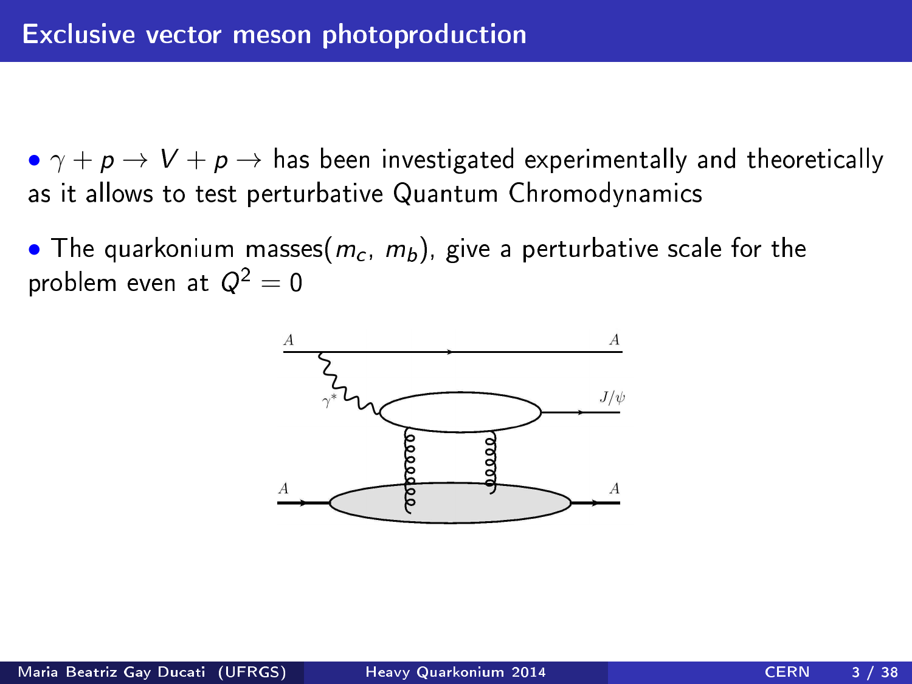# Exclusive vector meson photoproduction

- $\gamma + p \rightarrow V + p \rightarrow$ has been investigated experimentally and theoretically as it allows to test perturbative Quantum Chromodynamics
- The quarkonium masses($m_c$, $m_b$), give a perturbative scale for the problem even at $Q^2 = 0$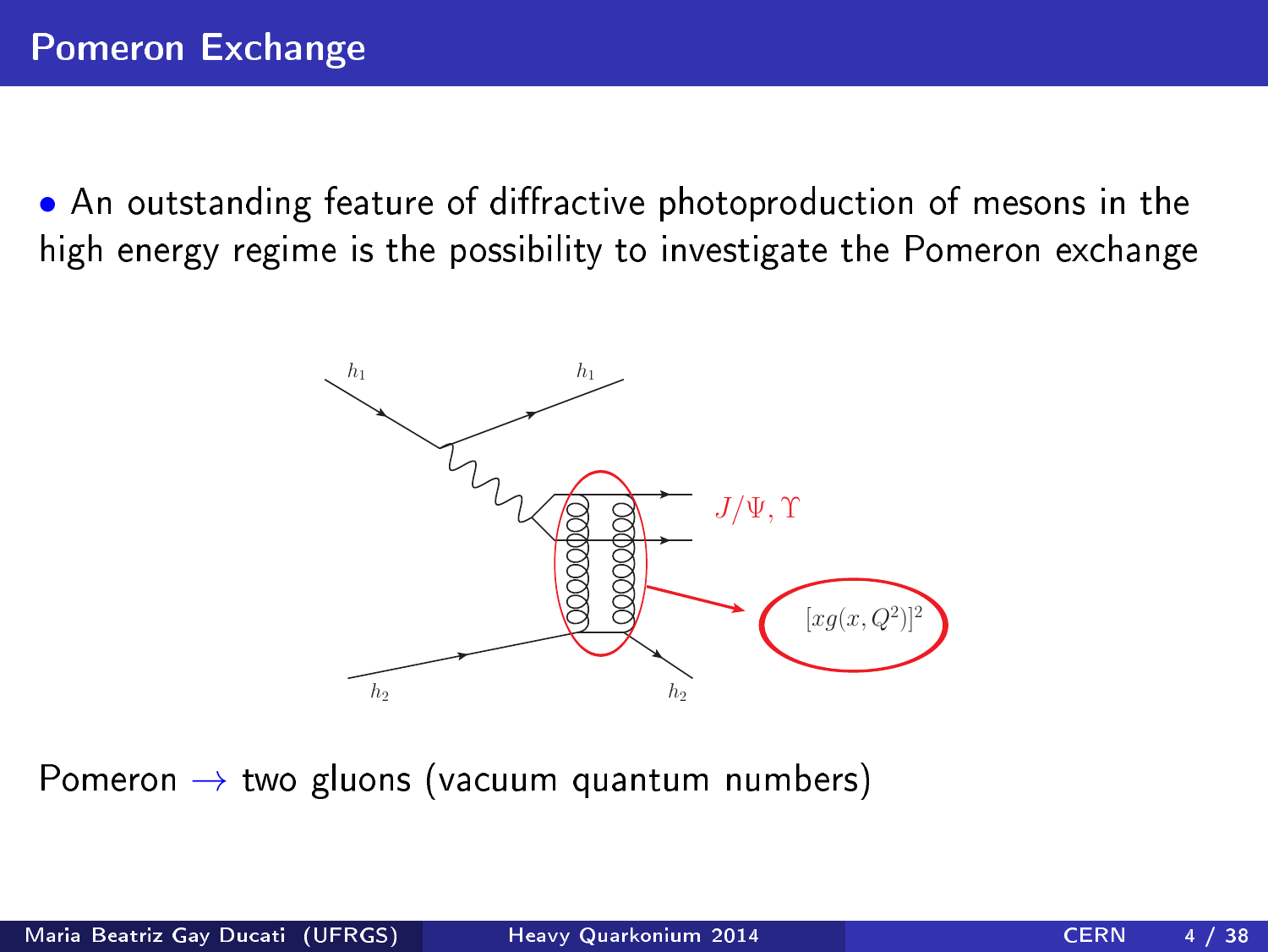# Pomeron Exchange

- An outstanding feature of diffractive photoproduction of mesons in the high energy regime is the possibility to investigate the Pomeron exchange

$h_1$ $h_1$

$J/\Psi, \Upsilon$

$[xg(x, Q^2)]^2$

$h_2$ $h_2$

Pomeron $\rightarrow$ two gluons (vacuum quantum numbers)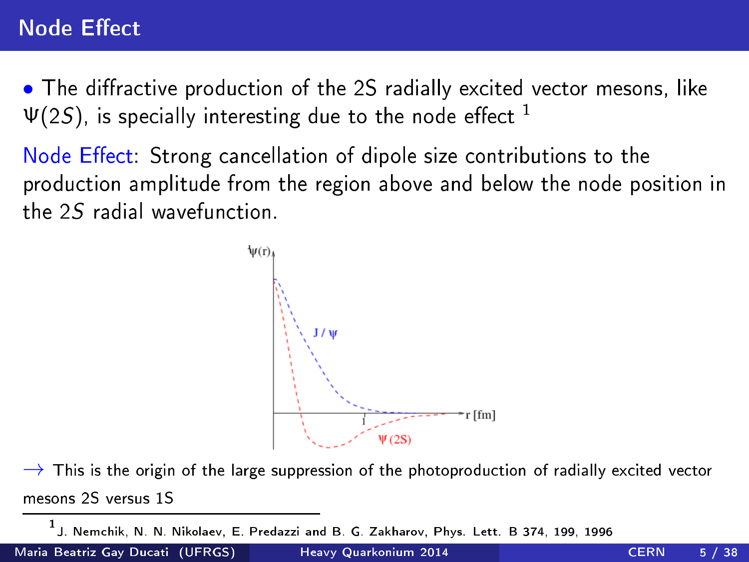# Node Effect

- The diffractive production of the 2S radially excited vector mesons, like $\Psi(2S)$, is specially interesting due to the node effect [1]

Node Effect: Strong cancellation of dipole size contributions to the production amplitude from the region above and below the node position in the 2$S$ radial wavefunction.

→ This is the origin of the large suppression of the photoproduction of radially excited vector mesons 2S versus 1S

[1] J. Nemchik, N. N. Nikolaev, E. Predazzi and B. G. Zakharov, Phys. Lett. B 374, 199, 1996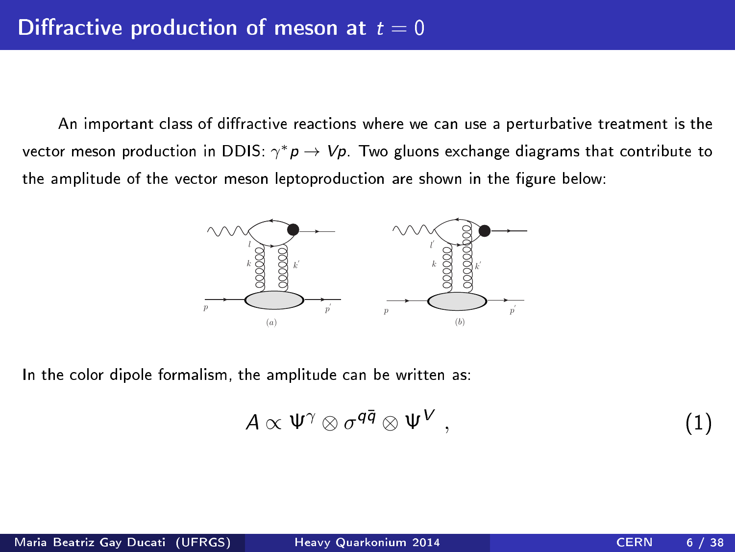# Diffractive production of meson at $t = 0$

An important class of diffractive reactions where we can use a perturbative treatment is the vector meson production in DDIS: $\gamma^* p \rightarrow Vp$. Two gluons exchange diagrams that contribute to the amplitude of the vector meson leptoproduction are shown in the figure below:

(a) (b)

In the color dipole formalism, the amplitude can be written as:

$$A \propto \Psi^{\gamma} \otimes \sigma^{q\bar{q}} \otimes \Psi^{V} \ , \tag{1}$$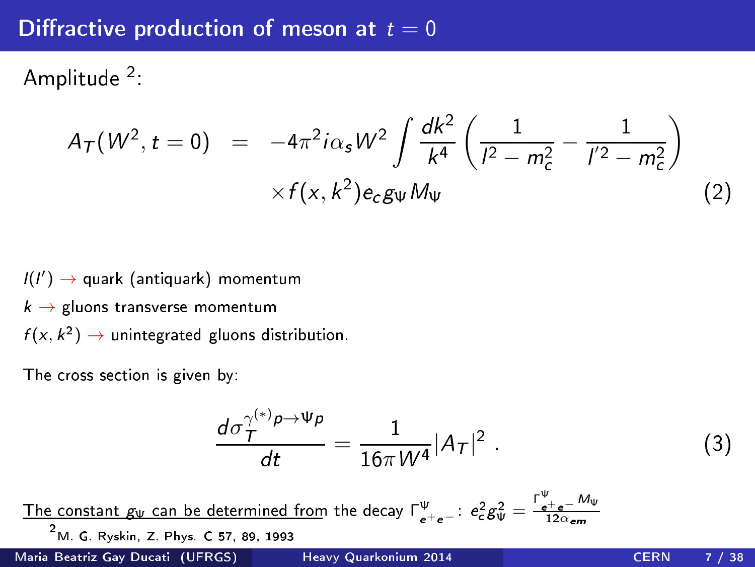## Diffractive production of meson at $t = 0$

Amplitude [2]:

$$A_T(W^2, t=0) = -4\pi^2 i\alpha_s W^2 \int \frac{dk^2}{k^4}\left(\frac{1}{l^2 - m_c^2} - \frac{1}{l'^2 - m_c^2}\right) \times f(x, k^2) e_c g_\Psi M_\Psi \quad (2)$$

$l(l') \rightarrow$ quark (antiquark) momentum

$k \rightarrow$ gluons transverse momentum

$f(x, k^2) \rightarrow$ unintegrated gluons distribution.

The cross section is given by:

$$\frac{d\sigma_T^{\gamma^{(*)}p\rightarrow\Psi p}}{dt} = \frac{1}{16\pi W^4}|A_T|^2 \; . \quad (3)$$

The constant $g_\Psi$ can be determined from the decay $\Gamma^\Psi_{e^+e^-}$: $e_c^2 g_\Psi^2 = \frac{\Gamma^\Psi_{e^+e^-} M_\Psi}{12\alpha_{em}}$

[2] M. G. Ryskin, Z. Phys. C 57, 89, 1993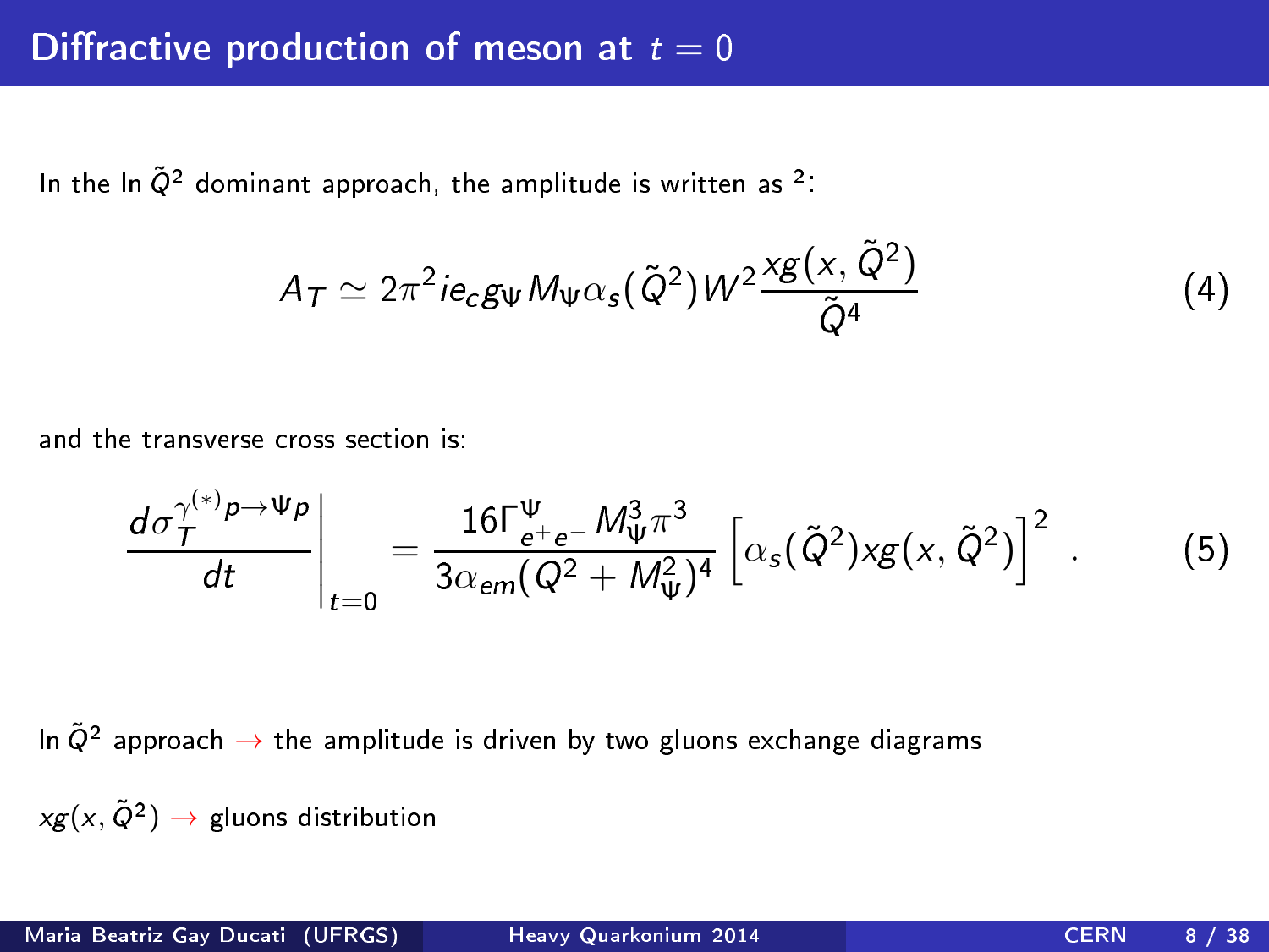# Diffractive production of meson at $t = 0$

In the $\ln \tilde{Q}^2$ dominant approach, the amplitude is written as [2]:

$$A_T \simeq 2\pi^2 i e_c g_\Psi M_\Psi \alpha_s(\tilde{Q}^2) W^2 \frac{xg(x, \tilde{Q}^2)}{\tilde{Q}^4} \tag{4}$$

and the transverse cross section is:

$$\left. \frac{d\sigma_T^{\gamma^{(*)} p \to \Psi p}}{dt} \right|_{t=0} = \frac{16 \Gamma^{\Psi}_{e^+ e^-} M_\Psi^3 \pi^3}{3 \alpha_{em} (Q^2 + M_\Psi^2)^4} \left[ \alpha_s(\tilde{Q}^2) xg(x, \tilde{Q}^2) \right]^2 \,. \tag{5}$$

In $\tilde{Q}^2$ approach $\rightarrow$ the amplitude is driven by two gluons exchange diagrams

$xg(x, \tilde{Q}^2) \rightarrow$ gluons distribution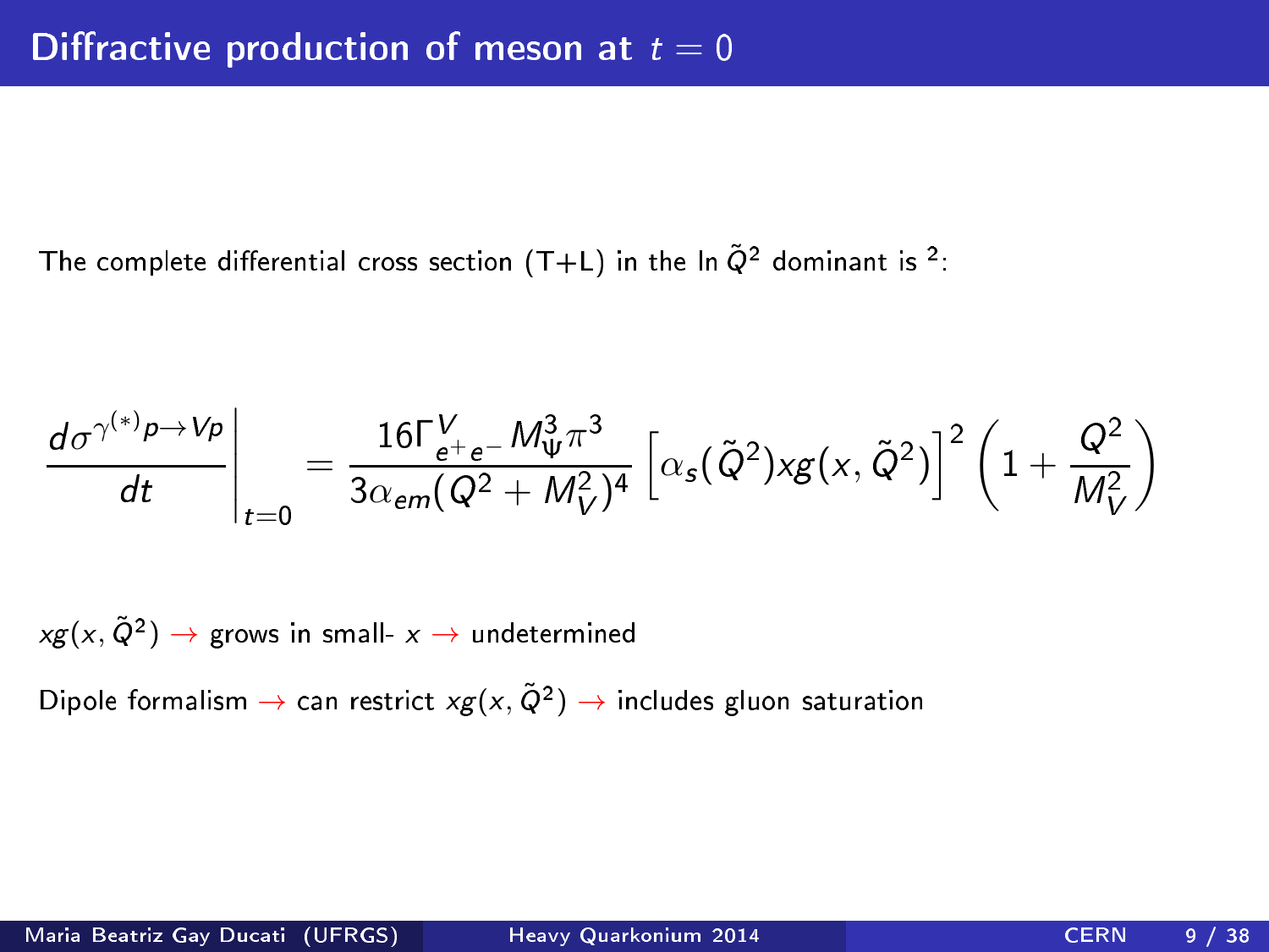# Diffractive production of meson at $t = 0$

The complete differential cross section (T+L) in the $\ln \tilde{Q}^2$ dominant is [2]:

$$\left.\frac{d\sigma^{\gamma^{(*)}p\to Vp}}{dt}\right|_{t=0} = \frac{16\Gamma^{V}_{e^+e^-} M_{\Psi}^3 \pi^3}{3\alpha_{em}(Q^2 + M_V^2)^4} \left[\alpha_s(\tilde{Q}^2) xg(x, \tilde{Q}^2)\right]^2 \left(1 + \frac{Q^2}{M_V^2}\right)$$

$xg(x, \tilde{Q}^2)$ → grows in small- $x$ → undetermined

Dipole formalism → can restrict $xg(x, \tilde{Q}^2)$ → includes gluon saturation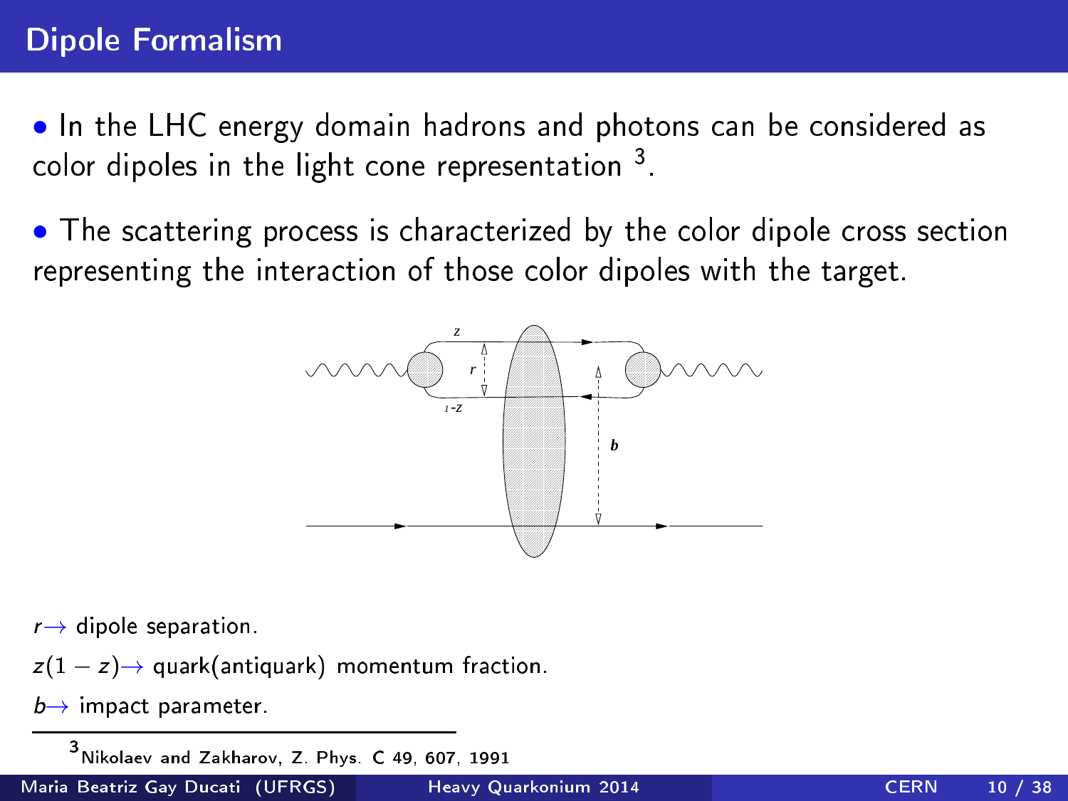## Dipole Formalism

- In the LHC energy domain hadrons and photons can be considered as color dipoles in the light cone representation [3].

- The scattering process is characterized by the color dipole cross section representing the interaction of those color dipoles with the target.

$r \rightarrow$ dipole separation.

$z(1-z) \rightarrow$ quark(antiquark) momentum fraction.

$b \rightarrow$ impact parameter.

---

[3] Nikolaev and Zakharov, Z. Phys. C 49, 607, 1991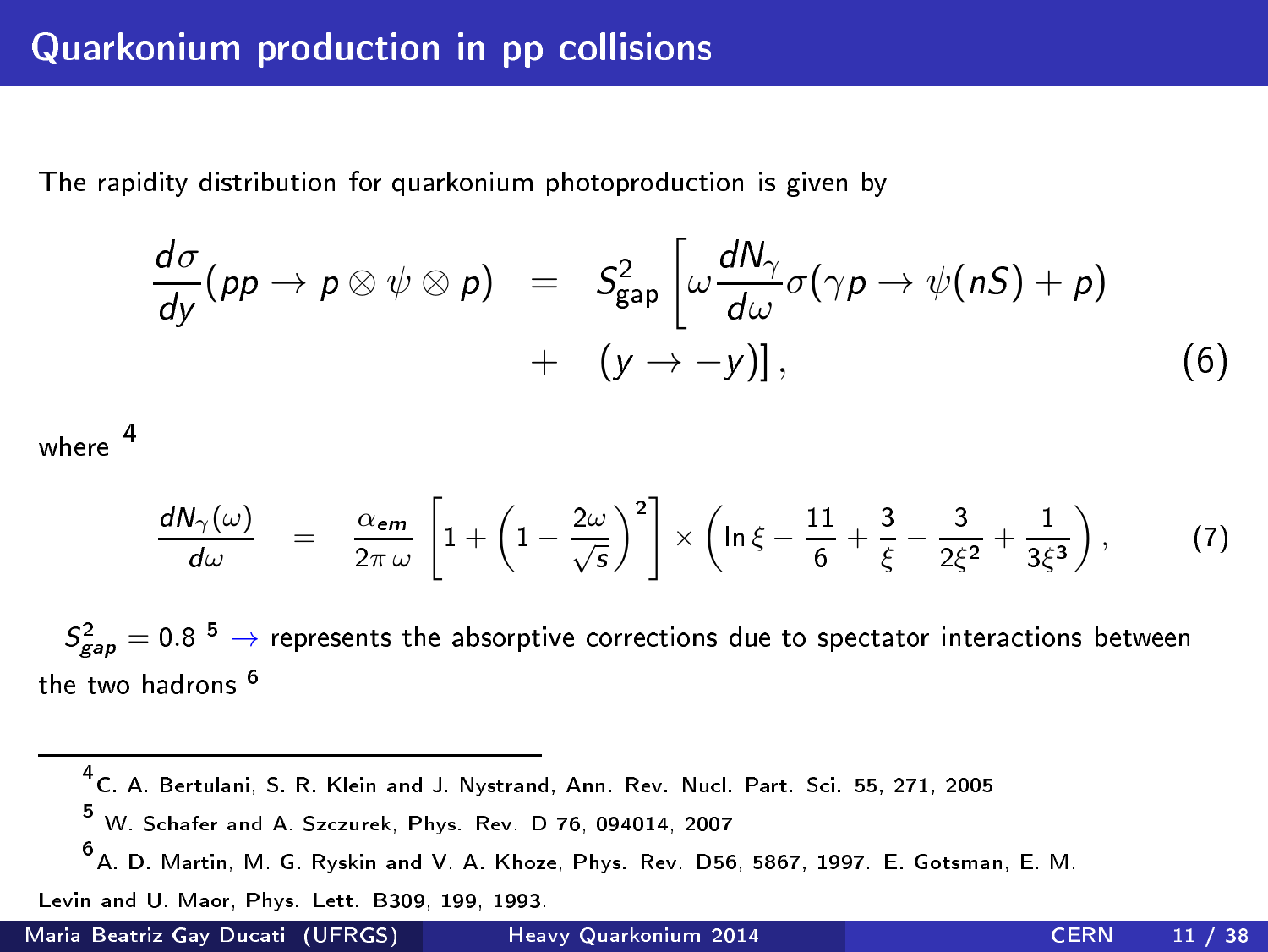# Quarkonium production in pp collisions

The rapidity distribution for quarkonium photoproduction is given by

$$\frac{d\sigma}{dy}(pp \to p \otimes \psi \otimes p) = S^2_{\text{gap}} \left[ \omega \frac{dN_\gamma}{d\omega} \sigma(\gamma p \to \psi(nS) + p) + (y \to -y) \right], \quad (6)$$

where [4]

$$\frac{dN_\gamma(\omega)}{d\omega} = \frac{\alpha_{em}}{2\pi\,\omega} \left[ 1 + \left( 1 - \frac{2\omega}{\sqrt{s}} \right)^2 \right] \times \left( \ln \xi - \frac{11}{6} + \frac{3}{\xi} - \frac{3}{2\xi^2} + \frac{1}{3\xi^3} \right), \quad (7)$$

$S^2_{gap} = 0.8$ [5] $\to$ represents the absorptive corrections due to spectator interactions between the two hadrons [6]

---

[4] C. A. Bertulani, S. R. Klein and J. Nystrand, Ann. Rev. Nucl. Part. Sci. 55, 271, 2005

[5] W. Schafer and A. Szczurek, Phys. Rev. D 76, 094014, 2007

[6] A. D. Martin, M. G. Ryskin and V. A. Khoze, Phys. Rev. D56, 5867, 1997. E. Gotsman, E. M. Levin and U. Maor, Phys. Lett. B309, 199, 1993.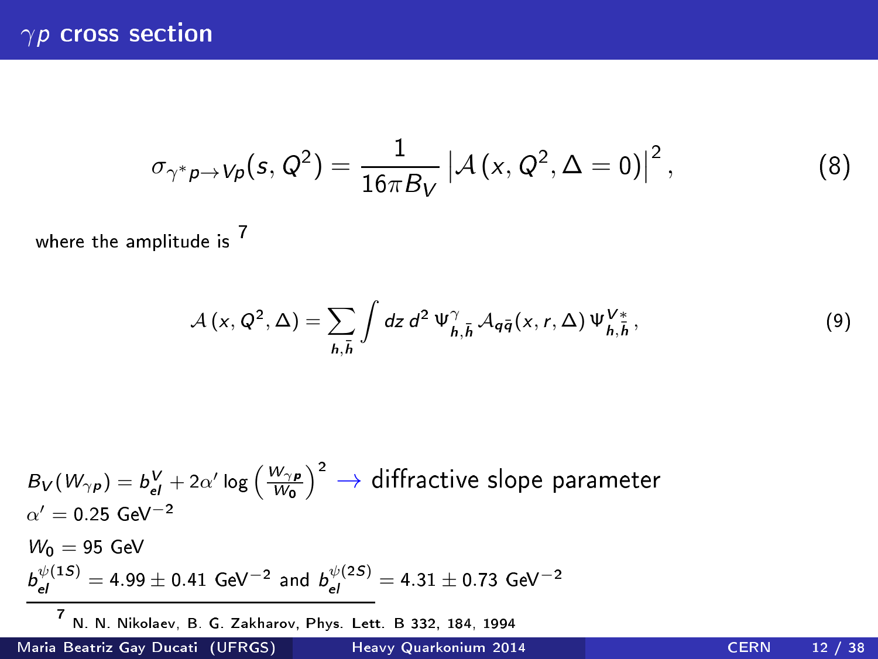# $\gamma p$ cross section

$$\sigma_{\gamma^* p \to Vp}(s, Q^2) = \frac{1}{16\pi B_V} \left| \mathcal{A}\left(x, Q^2, \Delta = 0\right) \right|^2 , \tag{8}$$

where the amplitude is [7]

$$\mathcal{A}\left(x, Q^2, \Delta\right) = \sum_{h,\bar{h}} \int dz \, d^2 \, \Psi^{\gamma}_{h,\bar{h}} \, \mathcal{A}_{q\bar{q}}(x, r, \Delta) \, \Psi^{V*}_{h,\bar{h}} \, , \tag{9}$$

$B_V(W_{\gamma p}) = b^V_{el} + 2\alpha' \log \left( \frac{W_{\gamma p}}{W_0} \right)^2$ $\rightarrow$ diffractive slope parameter

$\alpha' = 0.25 \text{ GeV}^{-2}$

$W_0 = 95 \text{ GeV}$

$b^{\psi(1S)}_{el} = 4.99 \pm 0.41 \text{ GeV}^{-2}$ and $b^{\psi(2S)}_{el} = 4.31 \pm 0.73 \text{ GeV}^{-2}$

[7] N. N. Nikolaev, B. G. Zakharov, Phys. Lett. B 332, 184, 1994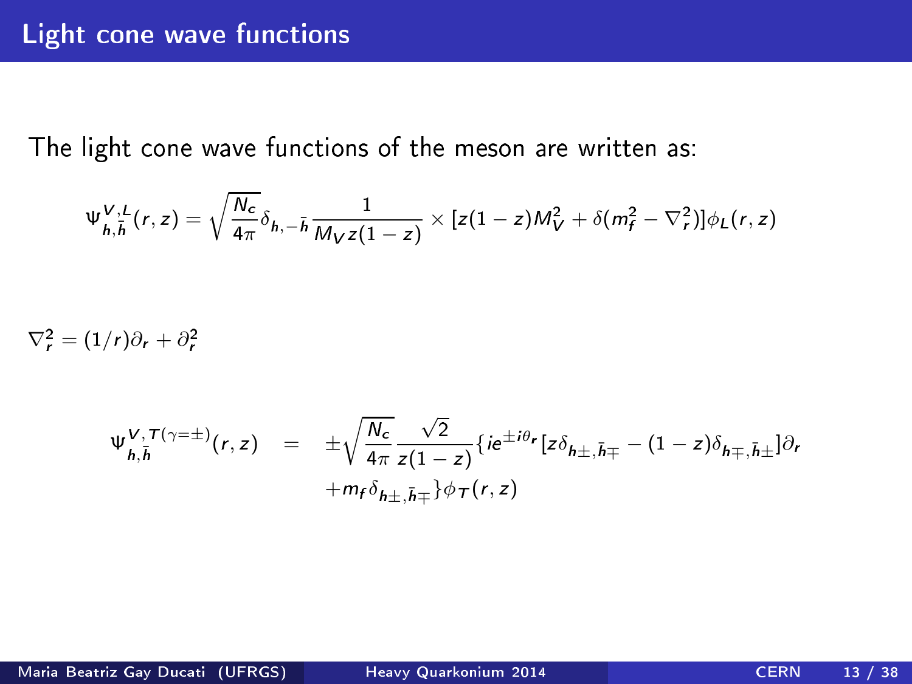## Light cone wave functions

The light cone wave functions of the meson are written as:

$$\Psi^{V,L}_{h,\bar{h}}(r,z) = \sqrt{\frac{N_c}{4\pi}}\delta_{h,-\bar{h}}\frac{1}{M_V z(1-z)} \times [z(1-z)M_V^2 + \delta(m_f^2 - \nabla_r^2)]\phi_L(r,z)$$

$\nabla_r^2 = (1/r)\partial_r + \partial_r^2$

$$\Psi^{V,T(\gamma=\pm)}_{h,\bar{h}}(r,z) = \pm\sqrt{\frac{N_c}{4\pi}}\frac{\sqrt{2}}{z(1-z)}\{ie^{\pm i\theta_r}[z\delta_{h\pm,\bar{h}\mp} - (1-z)\delta_{h\mp,\bar{h}\pm}]\partial_r + m_f\delta_{h\pm,\bar{h}\mp}\}\phi_T(r,z)$$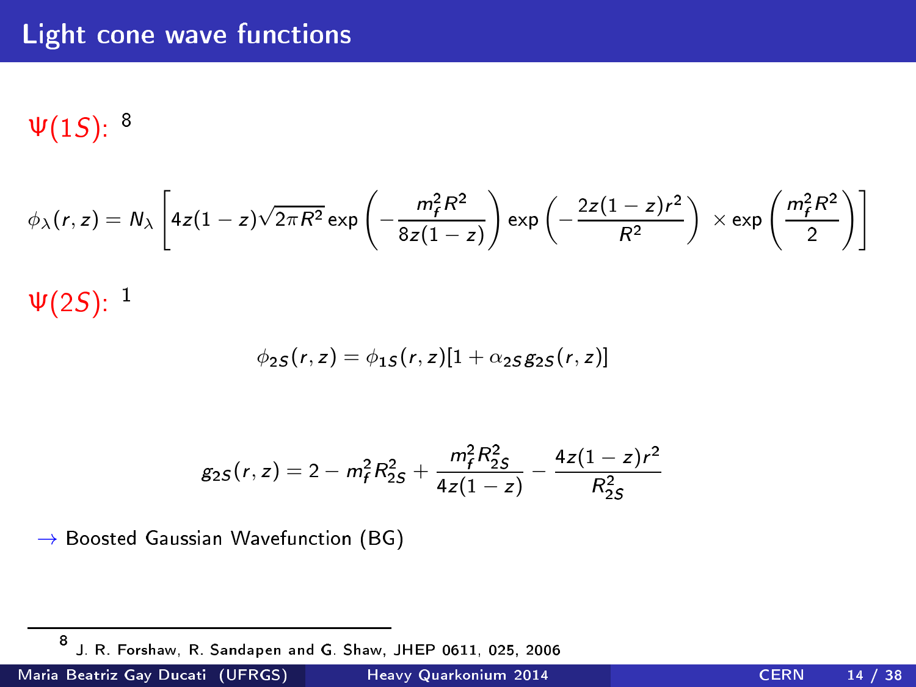# Light cone wave functions

$\Psi(1S)$: [8]

$$\phi_\lambda(r,z) = N_\lambda \left[ 4z(1-z)\sqrt{2\pi R^2} \exp\left(-\frac{m_f^2 R^2}{8z(1-z)}\right) \exp\left(-\frac{2z(1-z)r^2}{R^2}\right) \times \exp\left(\frac{m_f^2 R^2}{2}\right) \right]$$

$\Psi(2S)$: [1]

$$\phi_{2S}(r,z) = \phi_{1S}(r,z)[1 + \alpha_{2S} g_{2S}(r,z)]$$

$$g_{2S}(r,z) = 2 - m_f^2 R_{2S}^2 + \frac{m_f^2 R_{2S}^2}{4z(1-z)} - \frac{4z(1-z)r^2}{R_{2S}^2}$$

→ Boosted Gaussian Wavefunction (BG)

[8] J. R. Forshaw, R. Sandapen and G. Shaw, JHEP 0611, 025, 2006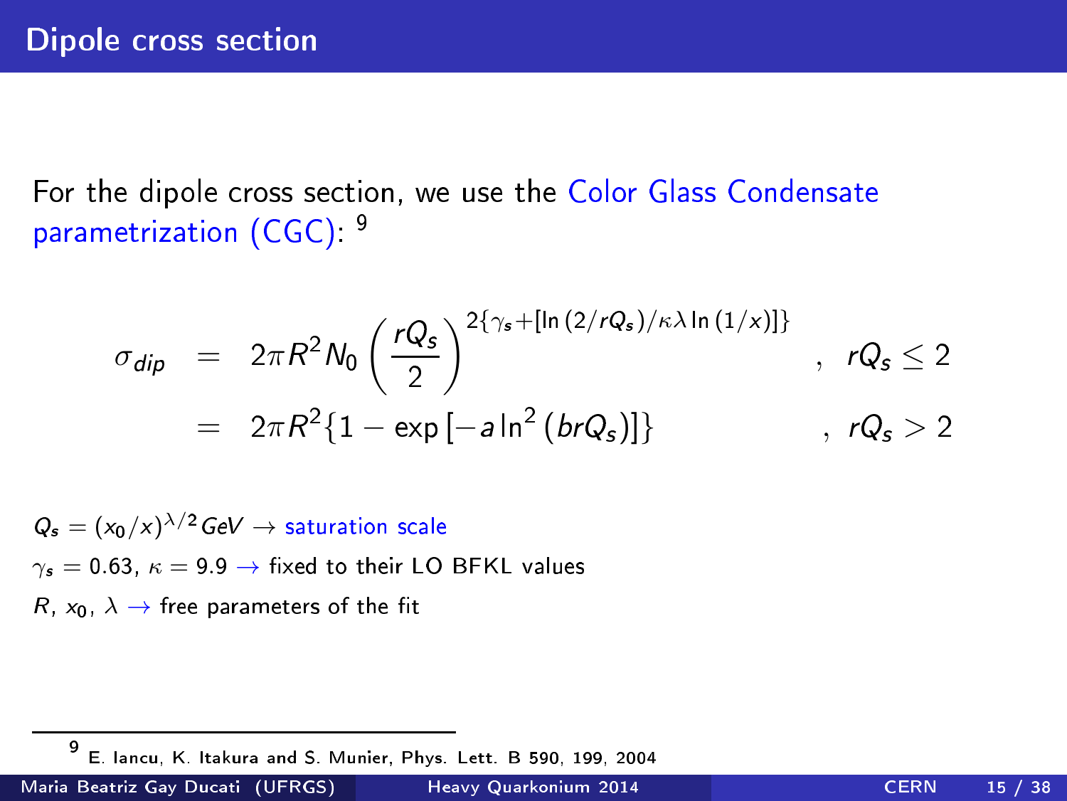# Dipole cross section

For the dipole cross section, we use the Color Glass Condensate parametrization (CGC): [9]

$$
\begin{aligned}
\sigma_{dip} &= 2\pi R^2 N_0 \left(\frac{rQ_s}{2}\right)^{2\{\gamma_s + [\ln(2/rQ_s)/\kappa\lambda \ln(1/x)]\}} &, \quad rQ_s \leq 2 \\
&= 2\pi R^2 \{1 - \exp[-a \ln^2(brQ_s)]\} &, \quad rQ_s > 2
\end{aligned}
$$

$Q_s = (x_0/x)^{\lambda/2} GeV \rightarrow$ saturation scale

$\gamma_s = 0.63$, $\kappa = 9.9 \rightarrow$ fixed to their LO BFKL values

$R$, $x_0$, $\lambda \rightarrow$ free parameters of the fit

[9] E. Iancu, K. Itakura and S. Munier, Phys. Lett. B 590, 199, 2004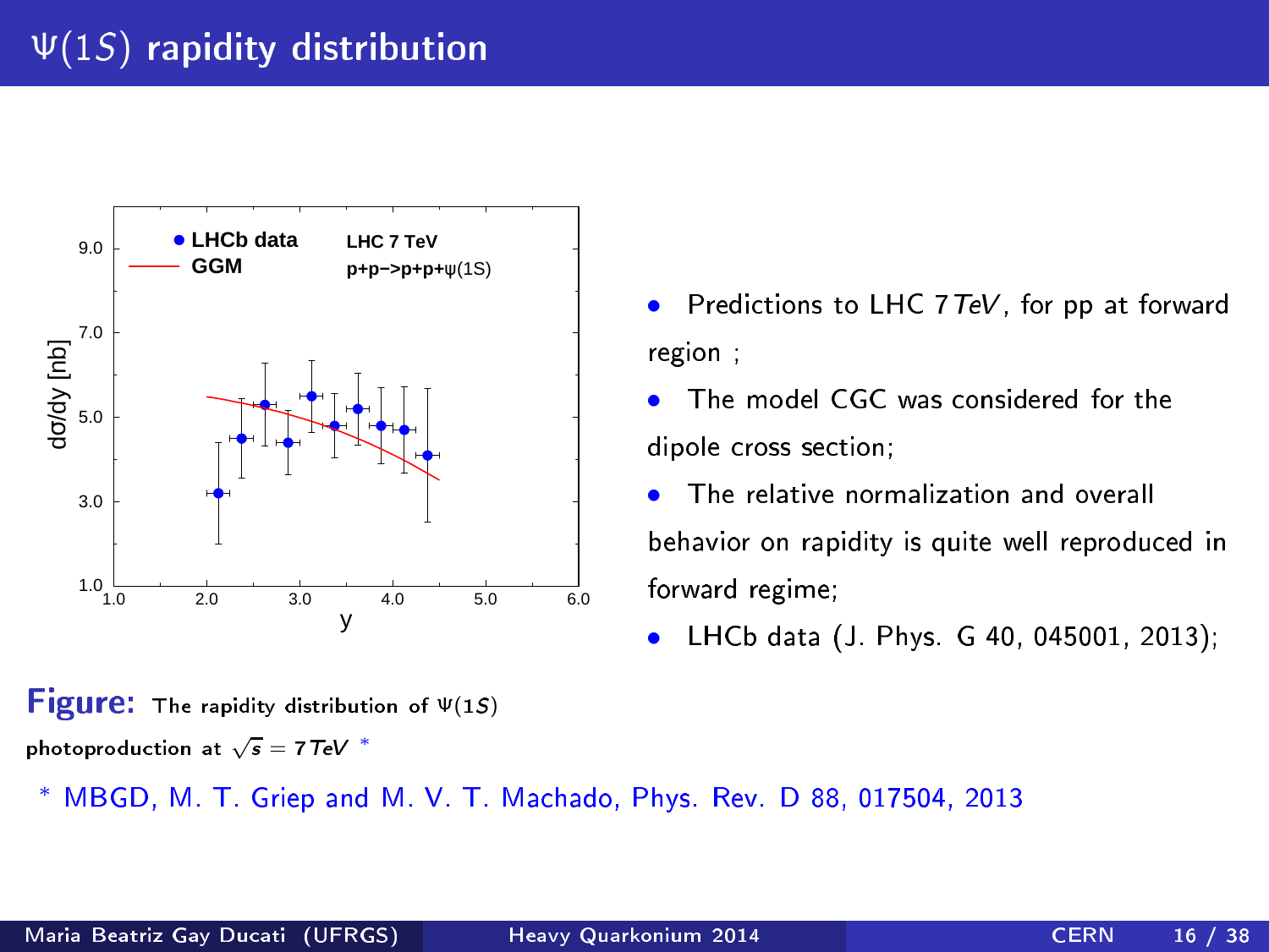# $\Psi(1S)$ rapidity distribution

- Predictions to LHC $7\,TeV$, for pp at forward region ;
- The model CGC was considered for the dipole cross section;
- The relative normalization and overall behavior on rapidity is quite well reproduced in forward regime;
- LHCb data (J. Phys. G 40, 045001, 2013);

**Figure:** The rapidity distribution of $\Psi(1S)$ photoproduction at $\sqrt{s} = 7\,TeV$ *

* MBGD, M. T. Griep and M. V. T. Machado, Phys. Rev. D 88, 017504, 2013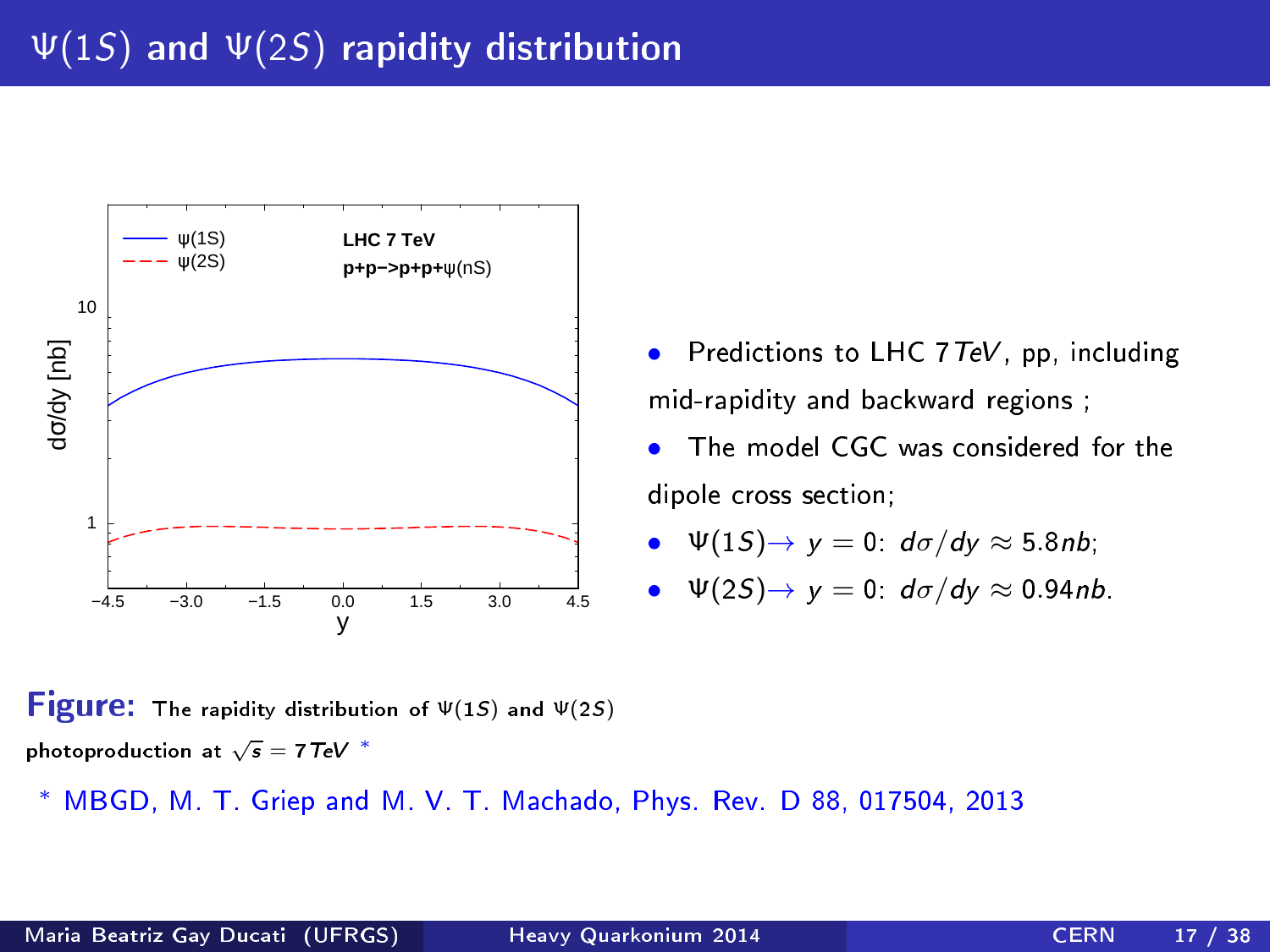# $\Psi(1S)$ and $\Psi(2S)$ rapidity distribution

- Predictions to LHC 7 $TeV$, pp, including mid-rapidity and backward regions ;
- The model CGC was considered for the dipole cross section;
- $\Psi(1S) \rightarrow$ $y = 0$: $d\sigma/dy \approx 5.8 nb$;
- $\Psi(2S) \rightarrow$ $y = 0$: $d\sigma/dy \approx 0.94 nb$.

**Figure:** The rapidity distribution of $\Psi(1S)$ and $\Psi(2S)$ photoproduction at $\sqrt{s} = 7\,TeV$ *

\* MBGD, M. T. Griep and M. V. T. Machado, Phys. Rev. D 88, 017504, 2013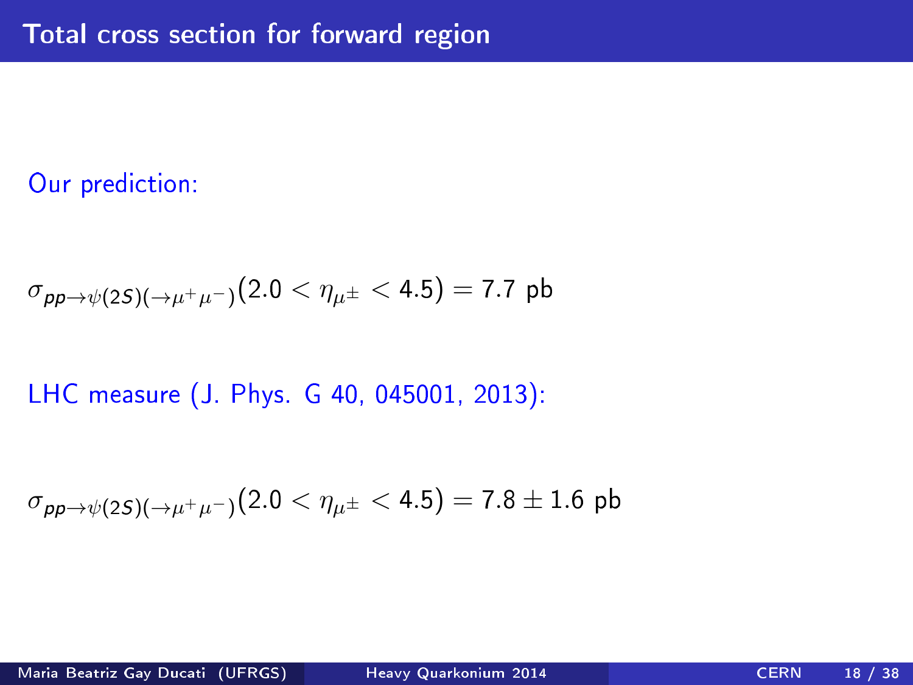# Total cross section for forward region

Our prediction:

$$\sigma_{pp\to\psi(2S)(\to\mu^+\mu^-)}(2.0 < \eta_{\mu^\pm} < 4.5) = 7.7 \text{ pb}$$

LHC measure (J. Phys. G 40, 045001, 2013):

$$\sigma_{pp\to\psi(2S)(\to\mu^+\mu^-)}(2.0 < \eta_{\mu^\pm} < 4.5) = 7.8 \pm 1.6 \text{ pb}$$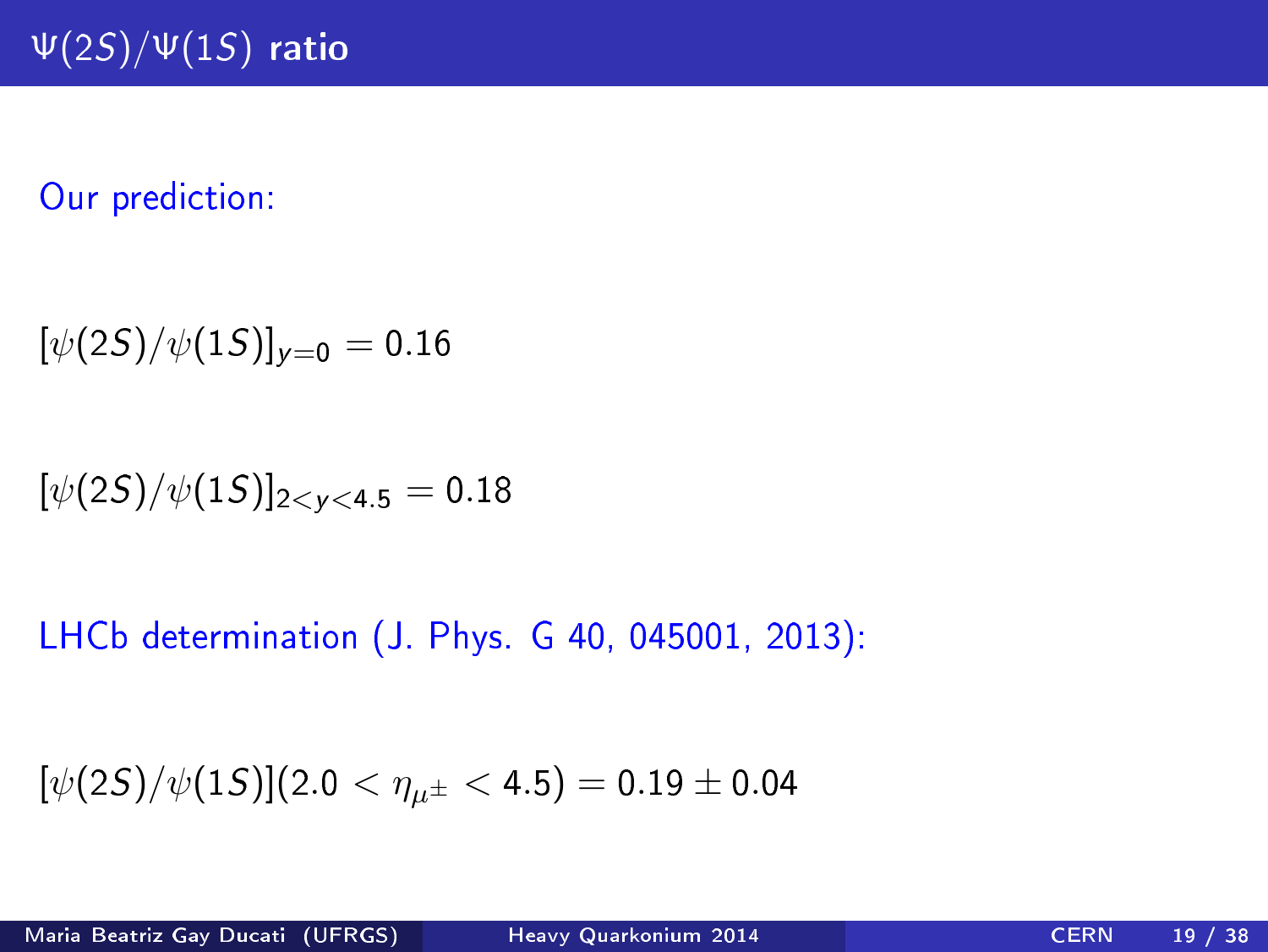# $\Psi(2S)/\Psi(1S)$ ratio

Our prediction:

$$[\psi(2S)/\psi(1S)]_{y=0} = 0.16$$

$$[\psi(2S)/\psi(1S)]_{2<y<4.5} = 0.18$$

LHCb determination (J. Phys. G 40, 045001, 2013):

$$[\psi(2S)/\psi(1S)](2.0 < \eta_{\mu^{\pm}} < 4.5) = 0.19 \pm 0.04$$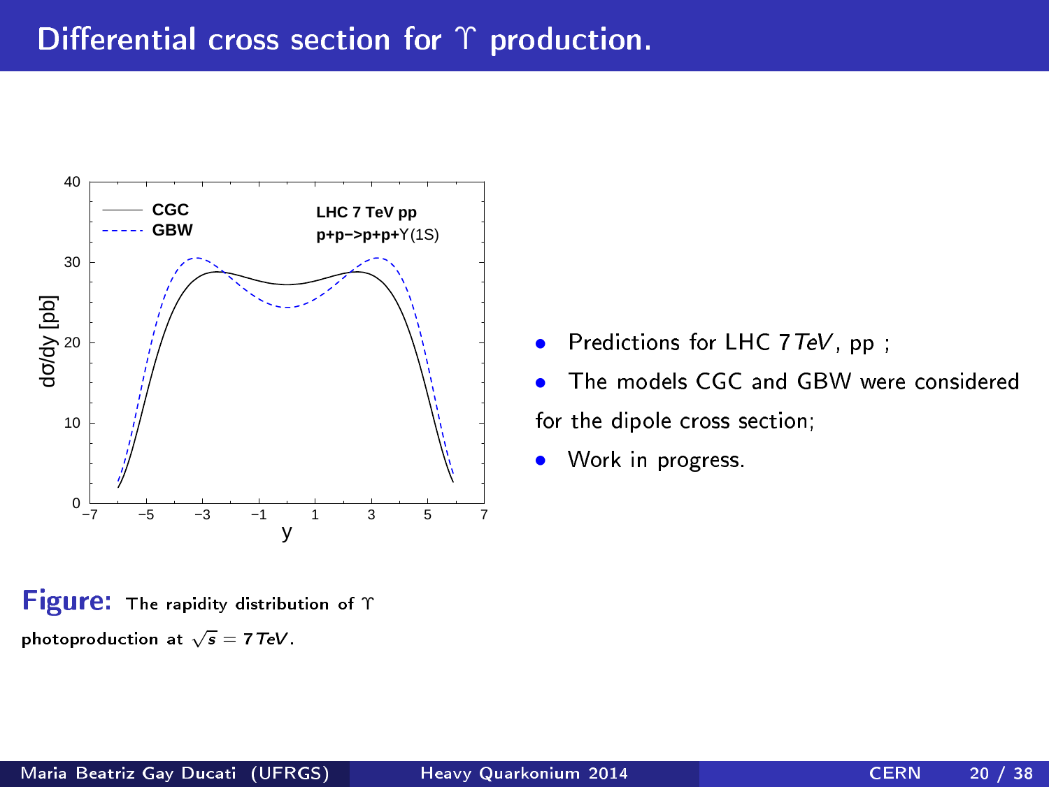# Differential cross section for $\Upsilon$ production.

- Predictions for LHC $7\,TeV$, pp ;
- The models CGC and GBW were considered for the dipole cross section;
- Work in progress.

**Figure:** The rapidity distribution of $\Upsilon$ photoproduction at $\sqrt{s} = 7\,TeV$.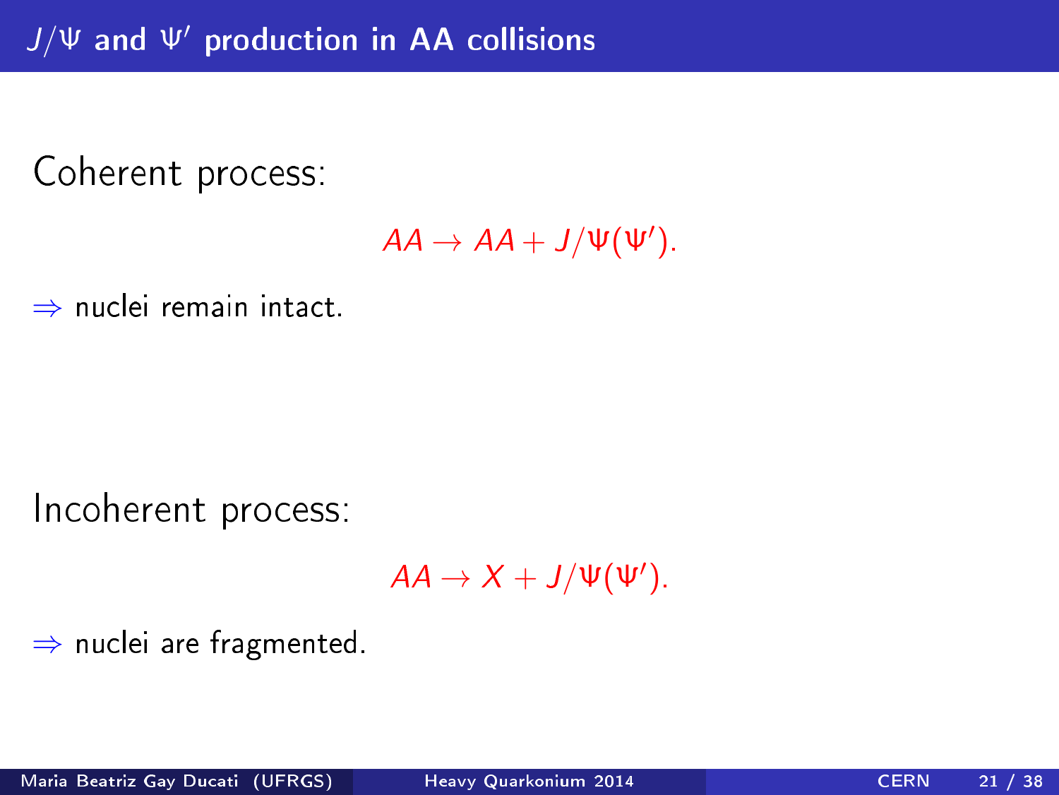# $J/\Psi$ and $\Psi'$ production in AA collisions

Coherent process:

$$AA \rightarrow AA + J/\Psi(\Psi').$$

$\Rightarrow$ nuclei remain intact.

Incoherent process:

$$AA \rightarrow X + J/\Psi(\Psi').$$

$\Rightarrow$ nuclei are fragmented.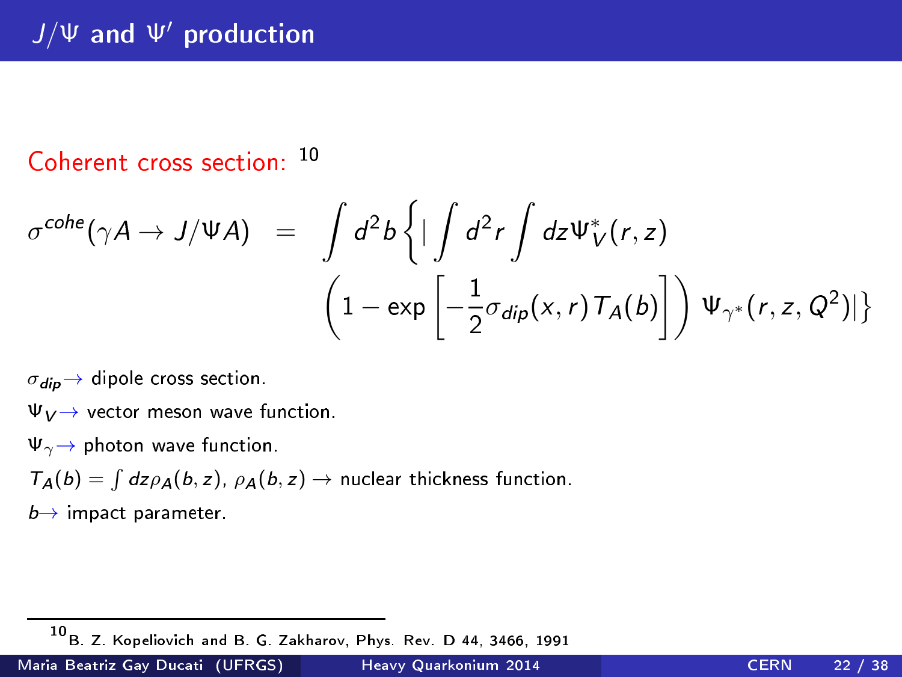# $J/\Psi$ and $\Psi'$ production

Coherent cross section: [10]

$$
\sigma^{cohe}(\gamma A \rightarrow J/\Psi A) = \int d^2b \left\{ \left| \int d^2r \int dz \Psi_V^*(r,z) \left(1 - \exp\left[-\frac{1}{2}\sigma_{dip}(x,r) T_A(b)\right]\right) \Psi_{\gamma^*}(r,z,Q^2) \right| \right\}
$$

$\sigma_{dip} \rightarrow$ dipole cross section.

$\Psi_V \rightarrow$ vector meson wave function.

$\Psi_\gamma \rightarrow$ photon wave function.

$T_A(b) = \int dz \rho_A(b,z)$, $\rho_A(b,z) \rightarrow$ nuclear thickness function.

$b \rightarrow$ impact parameter.

[10] B. Z. Kopeliovich and B. G. Zakharov, Phys. Rev. D 44, 3466, 1991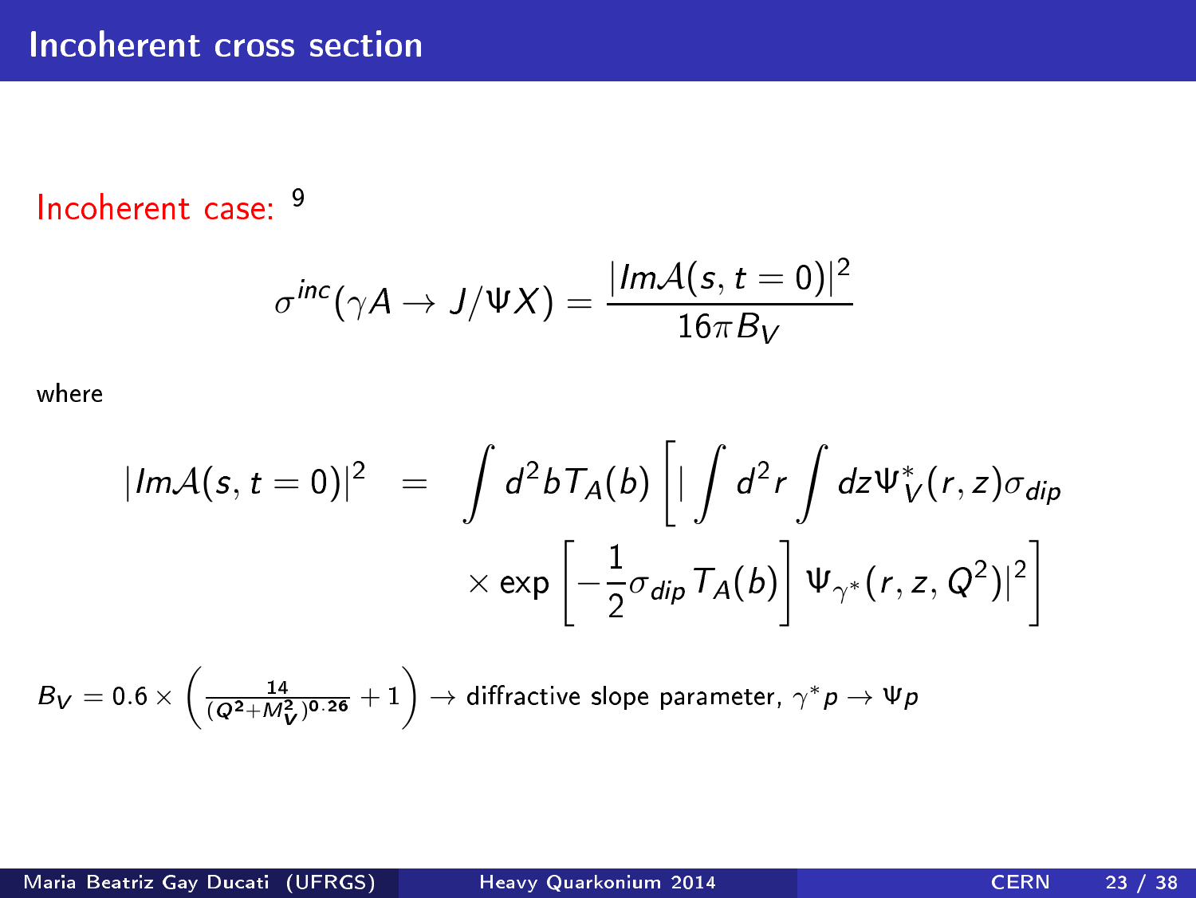# Incoherent cross section

Incoherent case: [9]

$$\sigma^{inc}(\gamma A \to J/\Psi X) = \frac{|Im\mathcal{A}(s,t=0)|^2}{16\pi B_V}$$

where

$$|Im\mathcal{A}(s,t=0)|^2 = \int d^2b T_A(b) \left[ |\int d^2r \int dz \Psi_V^*(r,z)\sigma_{dip} \times \exp\left[-\frac{1}{2}\sigma_{dip} T_A(b)\right] \Psi_{\gamma^*}(r,z,Q^2)|^2 \right]$$

$B_V = 0.6 \times \left( \frac{14}{(Q^2+M_V^2)^{0.26}} + 1 \right) \to$ diffractive slope parameter, $\gamma^* p \to \Psi p$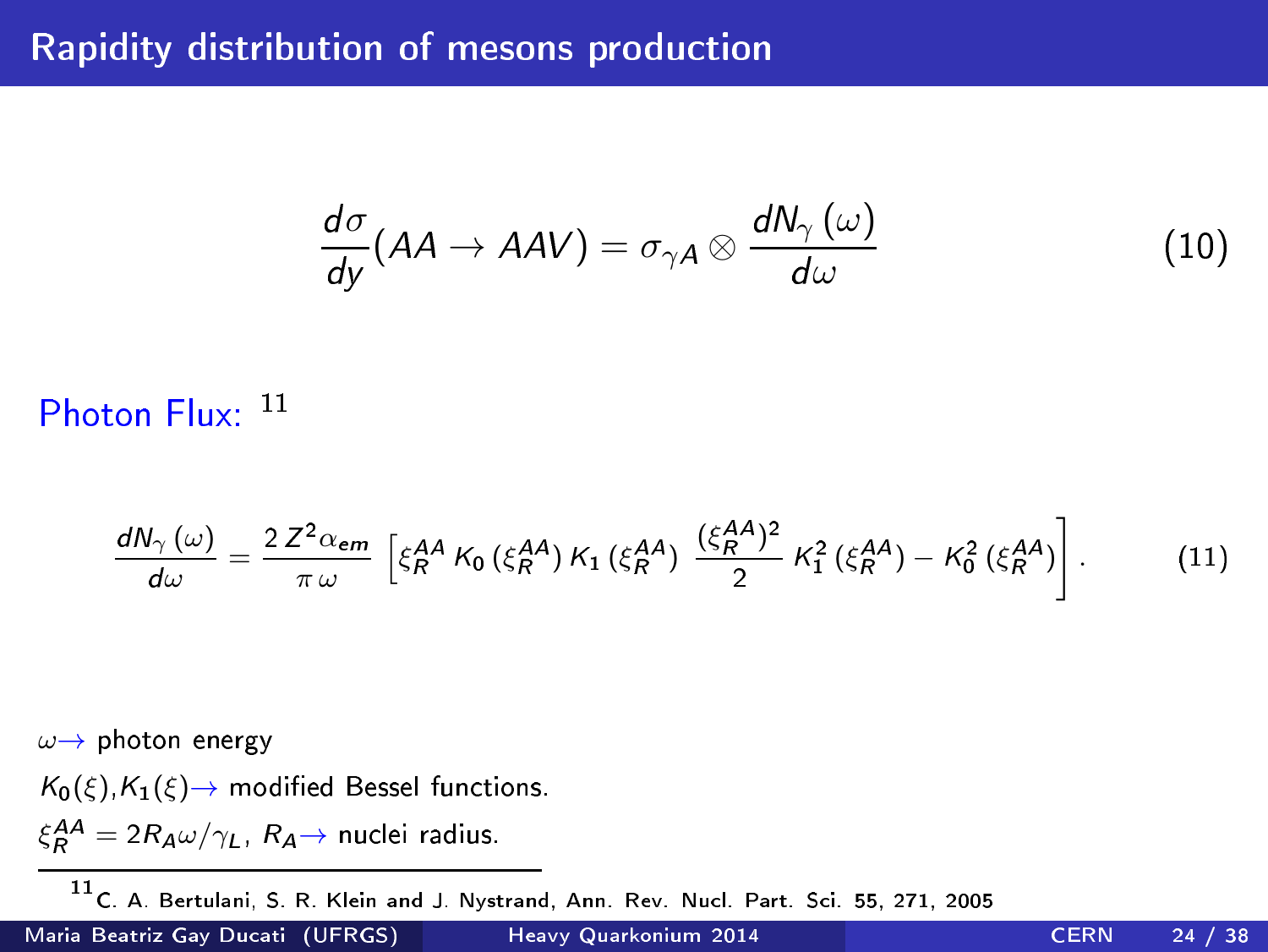# Rapidity distribution of mesons production

$$\frac{d\sigma}{dy}(AA \rightarrow AAV) = \sigma_{\gamma A} \otimes \frac{dN_\gamma(\omega)}{d\omega} \tag{10}$$

Photon Flux: [11]

$$\frac{dN_\gamma(\omega)}{d\omega} = \frac{2\,Z^2\alpha_{em}}{\pi\,\omega}\left[\xi_R^{AA}\,K_0\,(\xi_R^{AA})\,K_1\,(\xi_R^{AA})\;\frac{(\xi_R^{AA})^2}{2}\,K_1^2\,(\xi_R^{AA}) - K_0^2\,(\xi_R^{AA})\right]. \tag{11}$$

$\omega \rightarrow$ photon energy

$K_0(\xi)$,$K_1(\xi) \rightarrow$ modified Bessel functions.

$\xi_R^{AA} = 2R_A\omega/\gamma_L$, $R_A \rightarrow$ nuclei radius.

[11] C. A. Bertulani, S. R. Klein and J. Nystrand, Ann. Rev. Nucl. Part. Sci. 55, 271, 2005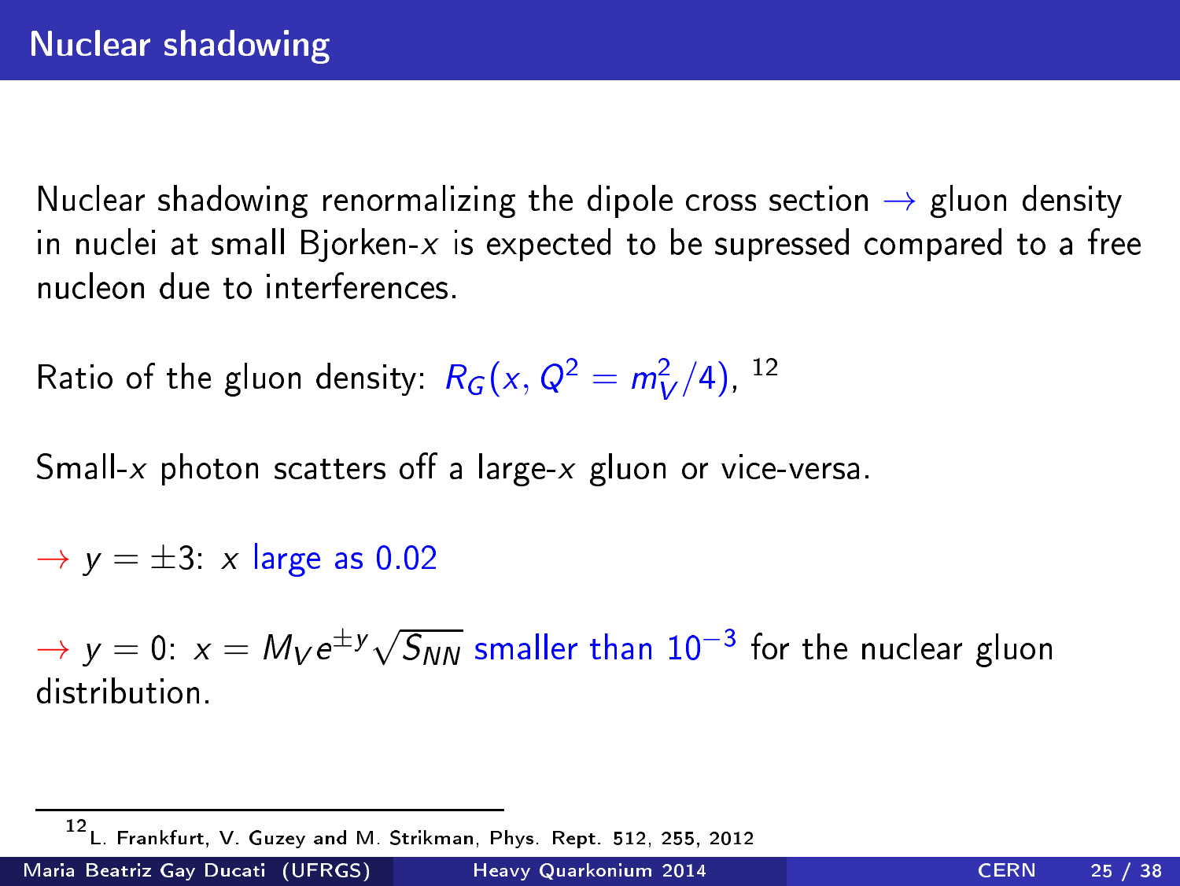# Nuclear shadowing

Nuclear shadowing renormalizing the dipole cross section → gluon density in nuclei at small Bjorken-$x$ is expected to be supressed compared to a free nucleon due to interferences.

Ratio of the gluon density: $R_G(x, Q^2 = m_V^2/4)$, [12]

Small-$x$ photon scatters off a large-$x$ gluon or vice-versa.

→ $y = \pm 3$: $x$ large as 0.02

→ $y = 0$: $x = M_V e^{\pm y}\sqrt{S_{NN}}$ smaller than $10^{-3}$ for the nuclear gluon distribution.

[12] L. Frankfurt, V. Guzey and M. Strikman, Phys. Rept. 512, 255, 2012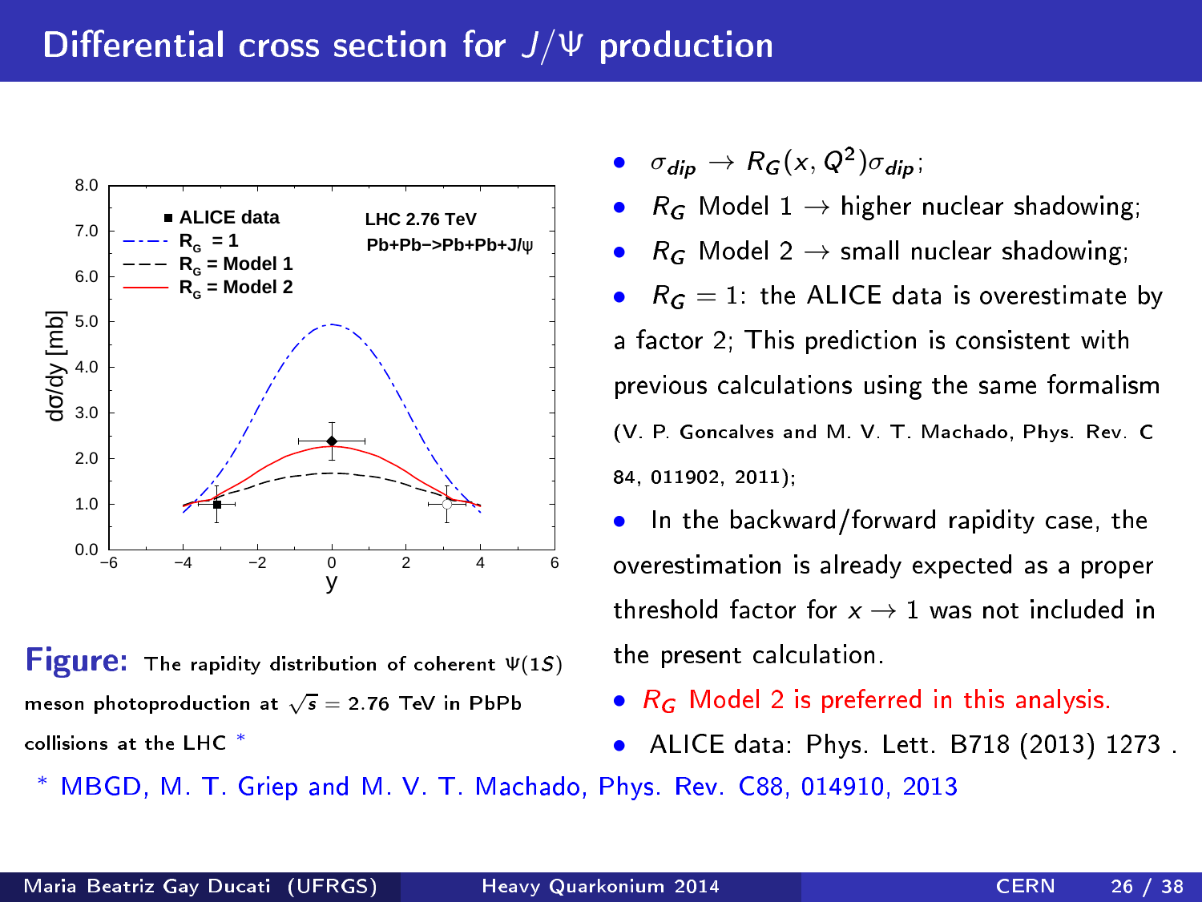# Differential cross section for $J/\Psi$ production

**Figure:** The rapidity distribution of coherent $\Psi(1S)$ meson photoproduction at $\sqrt{s} = 2.76$ TeV in PbPb collisions at the LHC *

- $\sigma_{dip} \rightarrow R_G(x, Q^2)\sigma_{dip}$;
- $R_G$ Model 1 $\rightarrow$ higher nuclear shadowing;
- $R_G$ Model 2 $\rightarrow$ small nuclear shadowing;
- $R_G = 1$: the ALICE data is overestimate by a factor 2; This prediction is consistent with previous calculations using the same formalism (V. P. Goncalves and M. V. T. Machado, Phys. Rev. C 84, 011902, 2011);
- In the backward/forward rapidity case, the overestimation is already expected as a proper threshold factor for $x \rightarrow 1$ was not included in the present calculation.
- $R_G$ Model 2 is preferred in this analysis.
- ALICE data: Phys. Lett. B718 (2013) 1273 .

\* MBGD, M. T. Griep and M. V. T. Machado, Phys. Rev. C88, 014910, 2013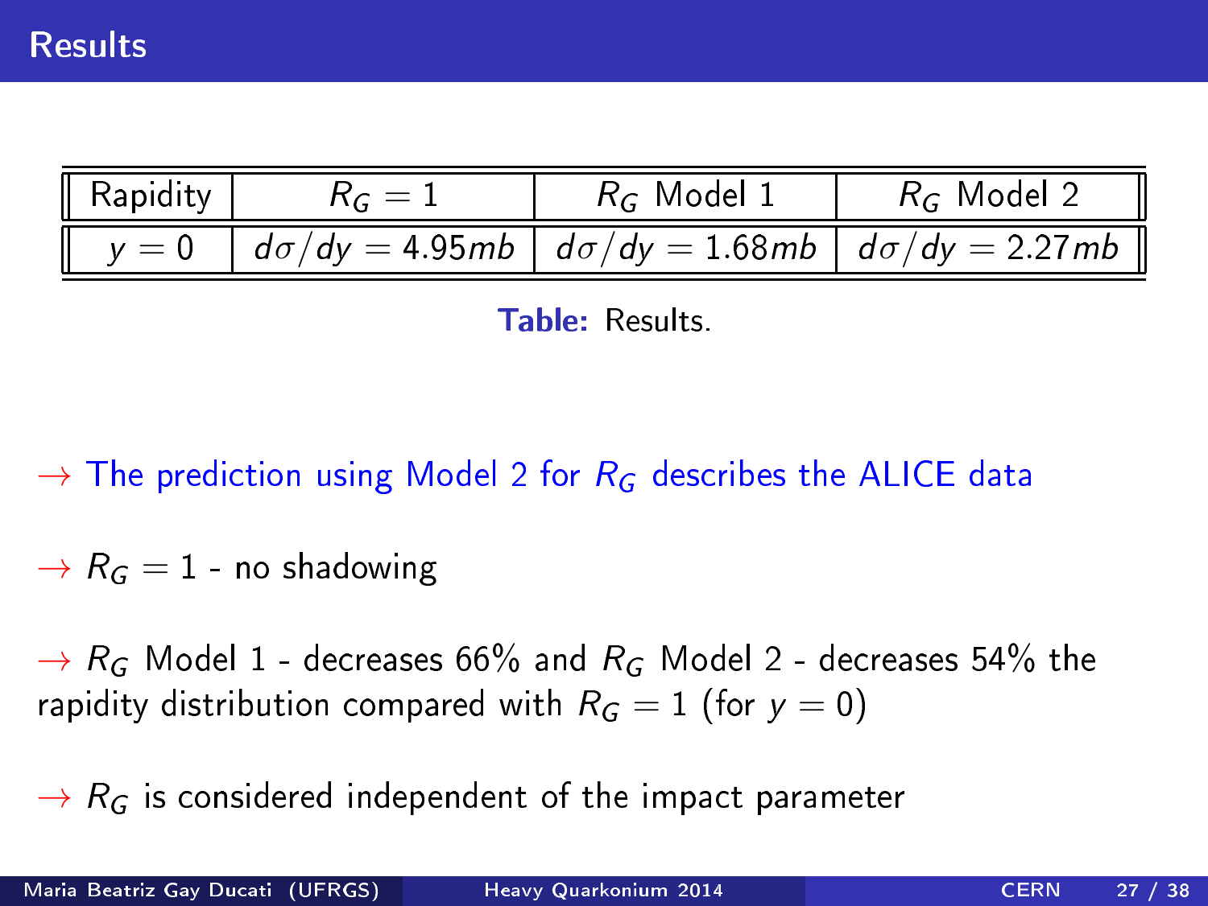# Results

| Rapidity | $R_G = 1$ | $R_G$ Model 1 | $R_G$ Model 2 |
|---|---|---|---|
| $y = 0$ | $d\sigma/dy = 4.95mb$ | $d\sigma/dy = 1.68mb$ | $d\sigma/dy = 2.27mb$ |

**Table:** Results.

→ The prediction using Model 2 for $R_G$ describes the ALICE data

→ $R_G = 1$ - no shadowing

→ $R_G$ Model 1 - decreases 66% and $R_G$ Model 2 - decreases 54% the rapidity distribution compared with $R_G = 1$ (for $y = 0$)

→ $R_G$ is considered independent of the impact parameter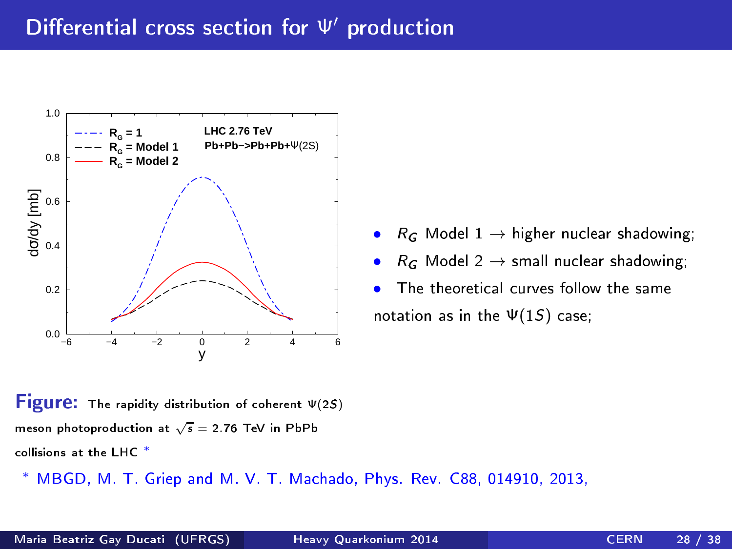# Differential cross section for $\Psi'$ production

- $R_G$ Model 1 $\rightarrow$ higher nuclear shadowing;
- $R_G$ Model 2 $\rightarrow$ small nuclear shadowing;
- The theoretical curves follow the same notation as in the $\Psi(1S)$ case;

**Figure:** The rapidity distribution of coherent $\Psi(2S)$ meson photoproduction at $\sqrt{s} = 2.76$ TeV in PbPb collisions at the LHC *

\* MBGD, M. T. Griep and M. V. T. Machado, Phys. Rev. C88, 014910, 2013,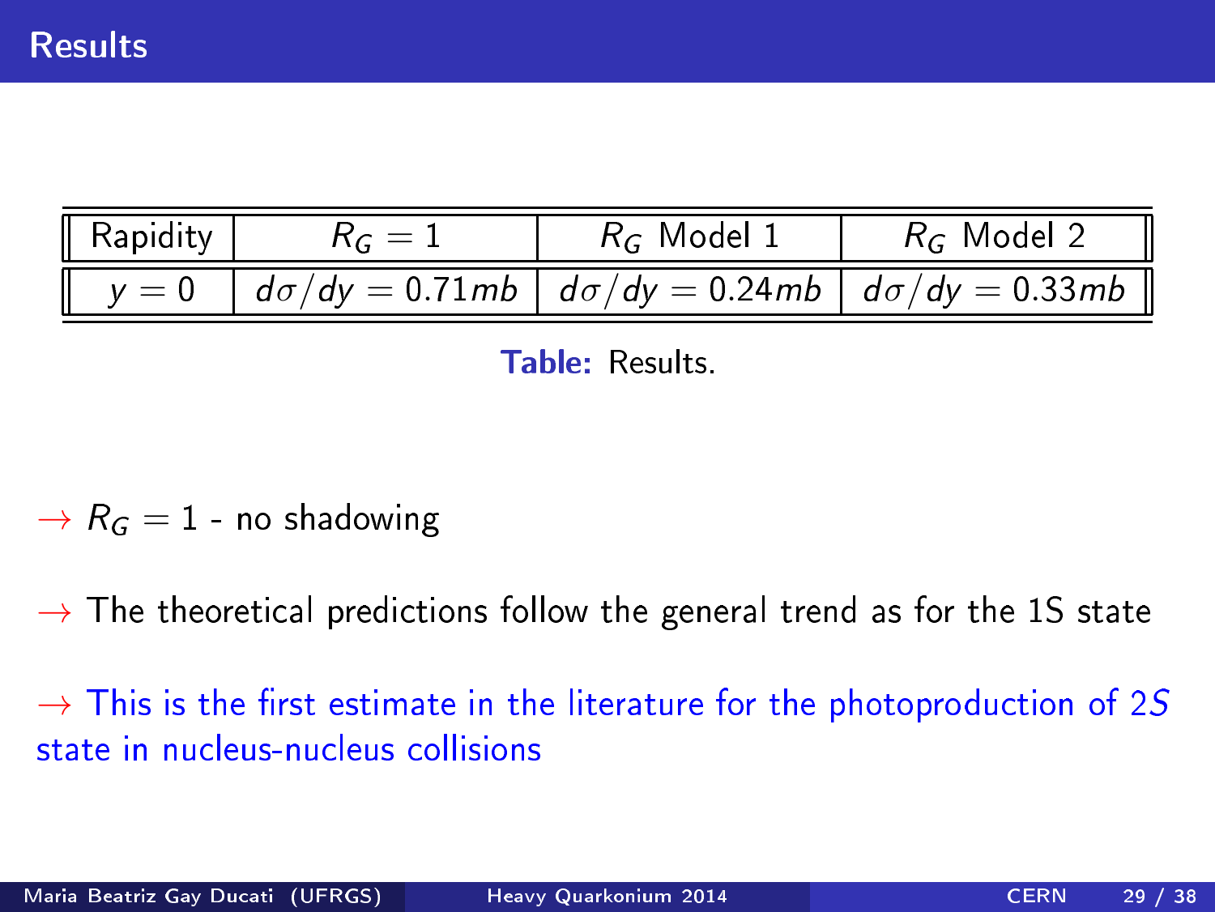# Results

| Rapidity | $R_G = 1$ | $R_G$ Model 1 | $R_G$ Model 2 |
|---|---|---|---|
| $y = 0$ | $d\sigma/dy = 0.71mb$ | $d\sigma/dy = 0.24mb$ | $d\sigma/dy = 0.33mb$ |

**Table:** Results.

→ $R_G = 1$ - no shadowing

→ The theoretical predictions follow the general trend as for the 1S state

→ This is the first estimate in the literature for the photoproduction of $2S$ state in nucleus-nucleus collisions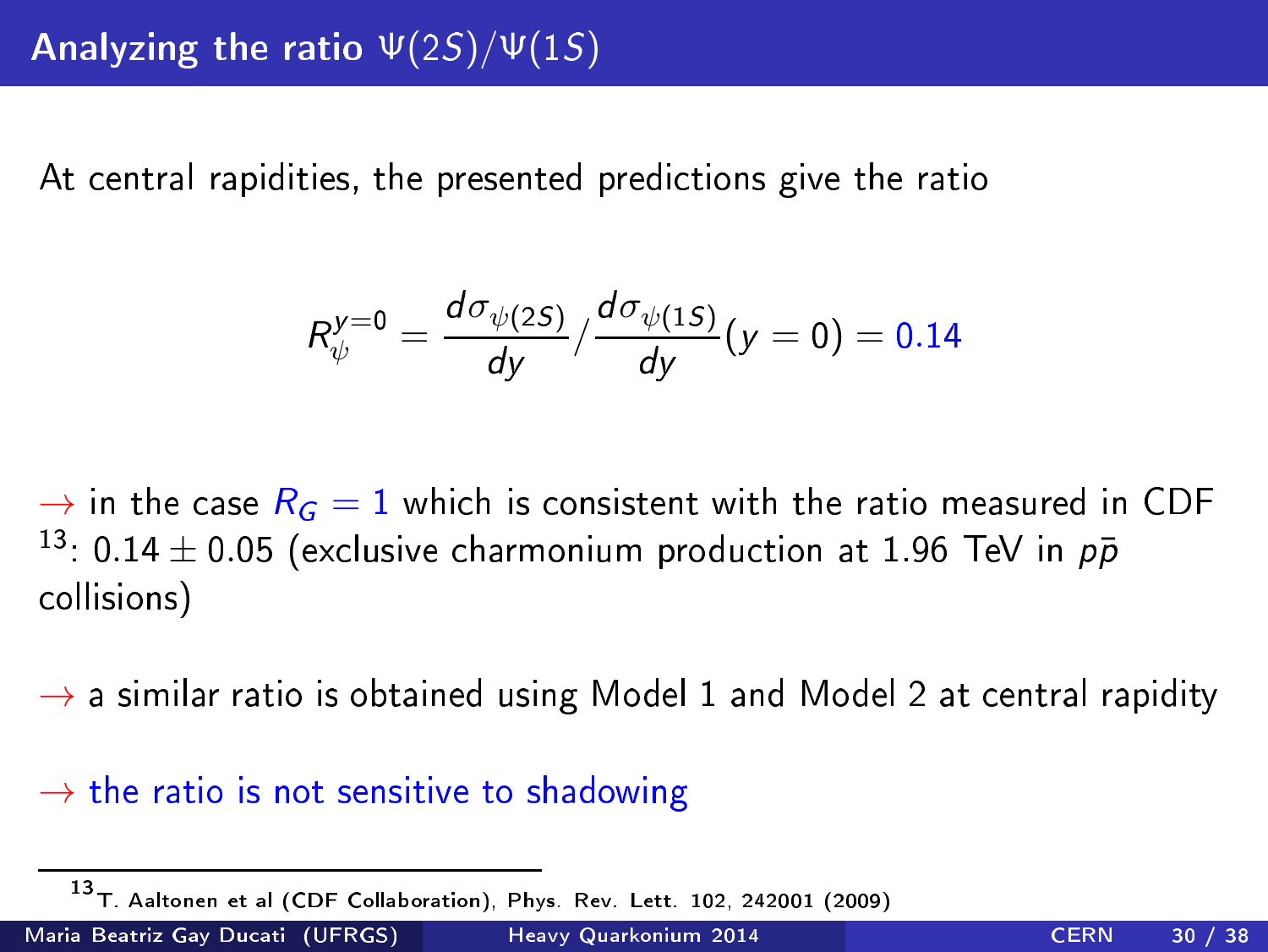# Analyzing the ratio $\Psi(2S)/\Psi(1S)$

At central rapidities, the presented predictions give the ratio

$$R_{\psi}^{y=0} = \frac{d\sigma_{\psi(2S)}}{dy} / \frac{d\sigma_{\psi(1S)}}{dy}(y=0) = 0.14$$

→ in the case $R_G = 1$ which is consistent with the ratio measured in CDF [13]: $0.14 \pm 0.05$ (exclusive charmonium production at 1.96 TeV in $p\bar{p}$ collisions)

→ a similar ratio is obtained using Model 1 and Model 2 at central rapidity

→ the ratio is not sensitive to shadowing

[13] T. Aaltonen et al (CDF Collaboration), Phys. Rev. Lett. 102, 242001 (2009)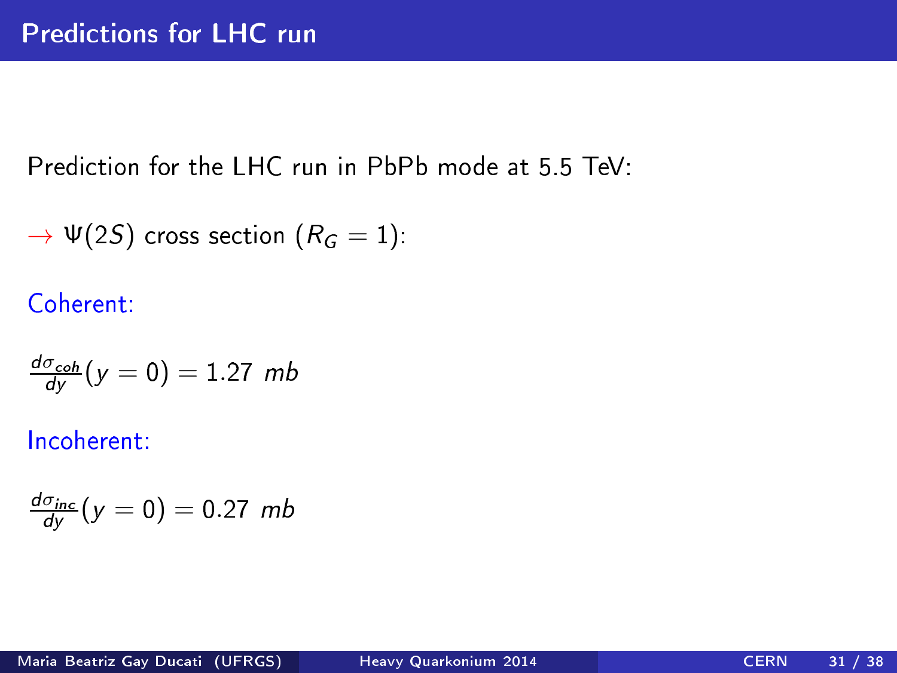# Predictions for LHC run

Prediction for the LHC run in PbPb mode at 5.5 TeV:

→ $\Psi(2S)$ cross section ($R_G = 1$):

Coherent:

$$\frac{d\sigma_{coh}}{dy}(y=0) = 1.27 \ mb$$

Incoherent:

$$\frac{d\sigma_{inc}}{dy}(y=0) = 0.27 \ mb$$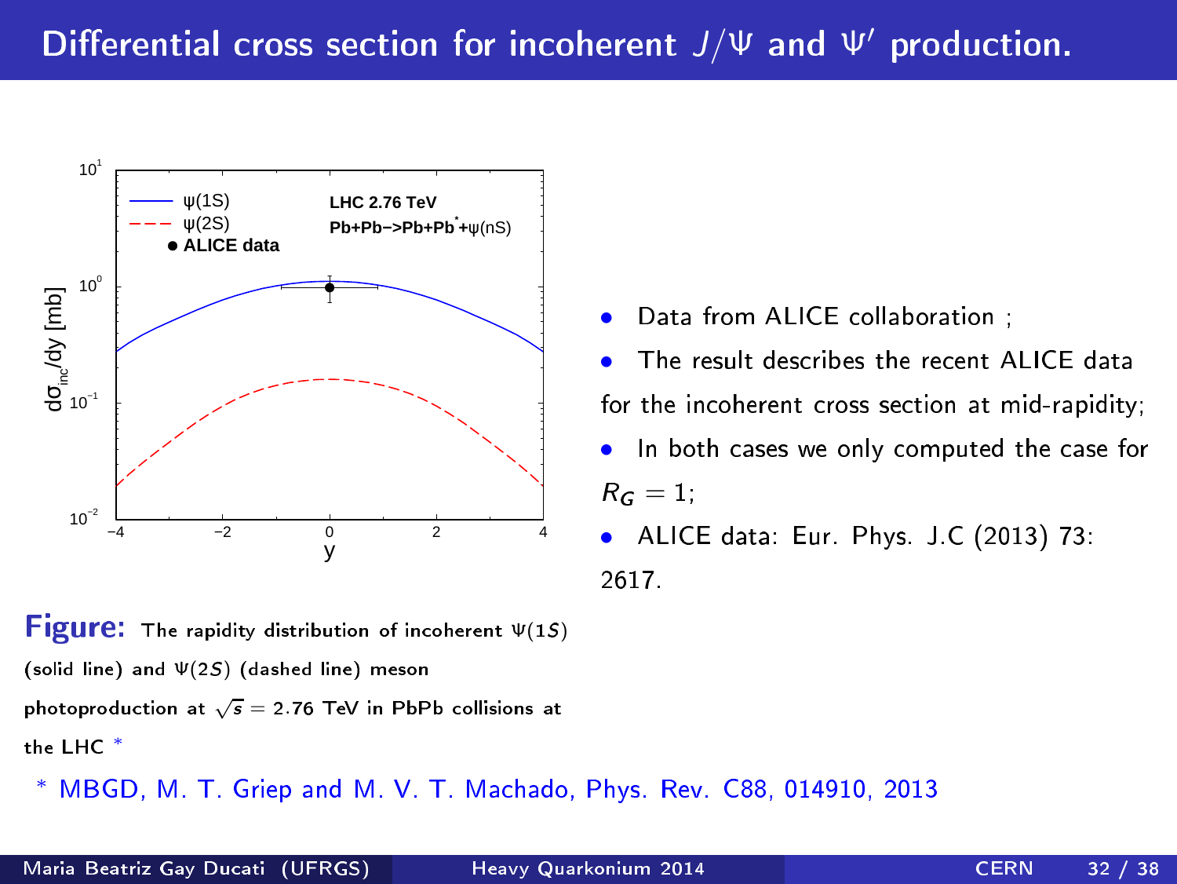# Differential cross section for incoherent $J/\Psi$ and $\Psi'$ production.

- Data from ALICE collaboration ;
- The result describes the recent ALICE data for the incoherent cross section at mid-rapidity;
- In both cases we only computed the case for $R_G = 1$;
- ALICE data: Eur. Phys. J.C (2013) 73: 2617.

**Figure:** The rapidity distribution of incoherent $\Psi(1S)$ (solid line) and $\Psi(2S)$ (dashed line) meson photoproduction at $\sqrt{s} = 2.76$ TeV in PbPb collisions at the LHC *

\* MBGD, M. T. Griep and M. V. T. Machado, Phys. Rev. C88, 014910, 2013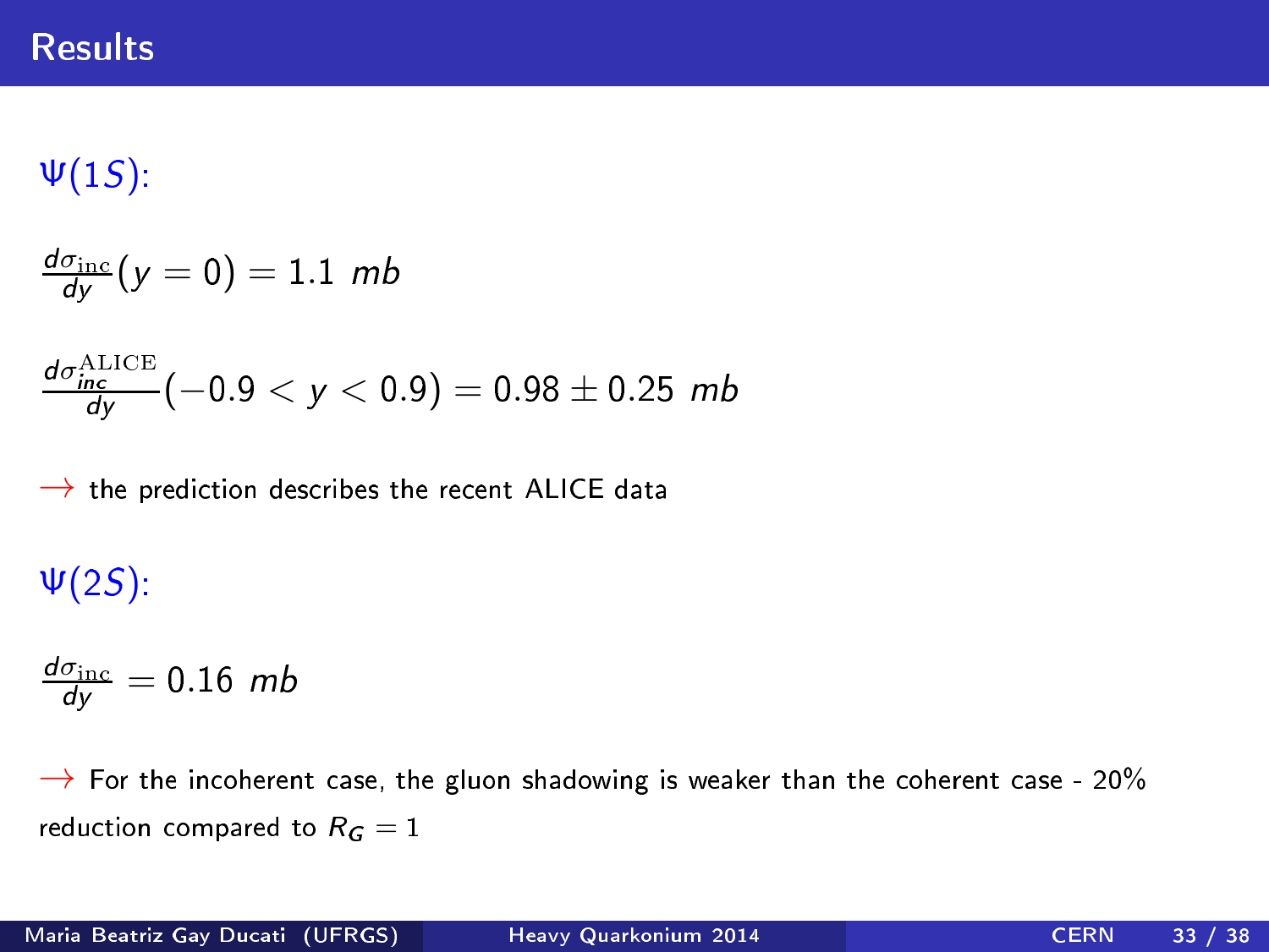# Results

$\Psi(1S)$:

$$\frac{d\sigma_{\rm inc}}{dy}(y=0) = 1.1 \; mb$$

$$\frac{d\sigma_{inc}^{\rm ALICE}}{dy}(-0.9 < y < 0.9) = 0.98 \pm 0.25 \; mb$$

$\rightarrow$ the prediction describes the recent ALICE data

$\Psi(2S)$:

$$\frac{d\sigma_{\rm inc}}{dy} = 0.16 \; mb$$

$\rightarrow$ For the incoherent case, the gluon shadowing is weaker than the coherent case - 20% reduction compared to $R_G = 1$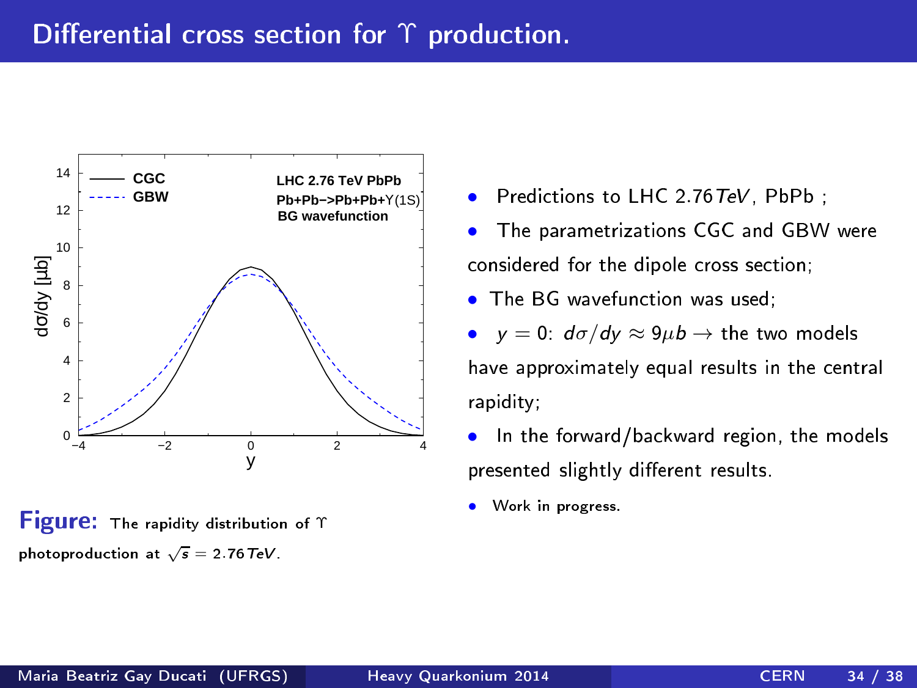# Differential cross section for $\Upsilon$ production.

**Figure:** The rapidity distribution of $\Upsilon$ photoproduction at $\sqrt{s} = 2.76\,TeV$.

- Predictions to LHC $2.76\,TeV$, PbPb ;
- The parametrizations CGC and GBW were considered for the dipole cross section;
- The BG wavefunction was used;
- $y = 0$: $d\sigma/dy \approx 9\mu b \rightarrow$ the two models have approximately equal results in the central rapidity;
- In the forward/backward region, the models presented slightly different results.
- Work in progress.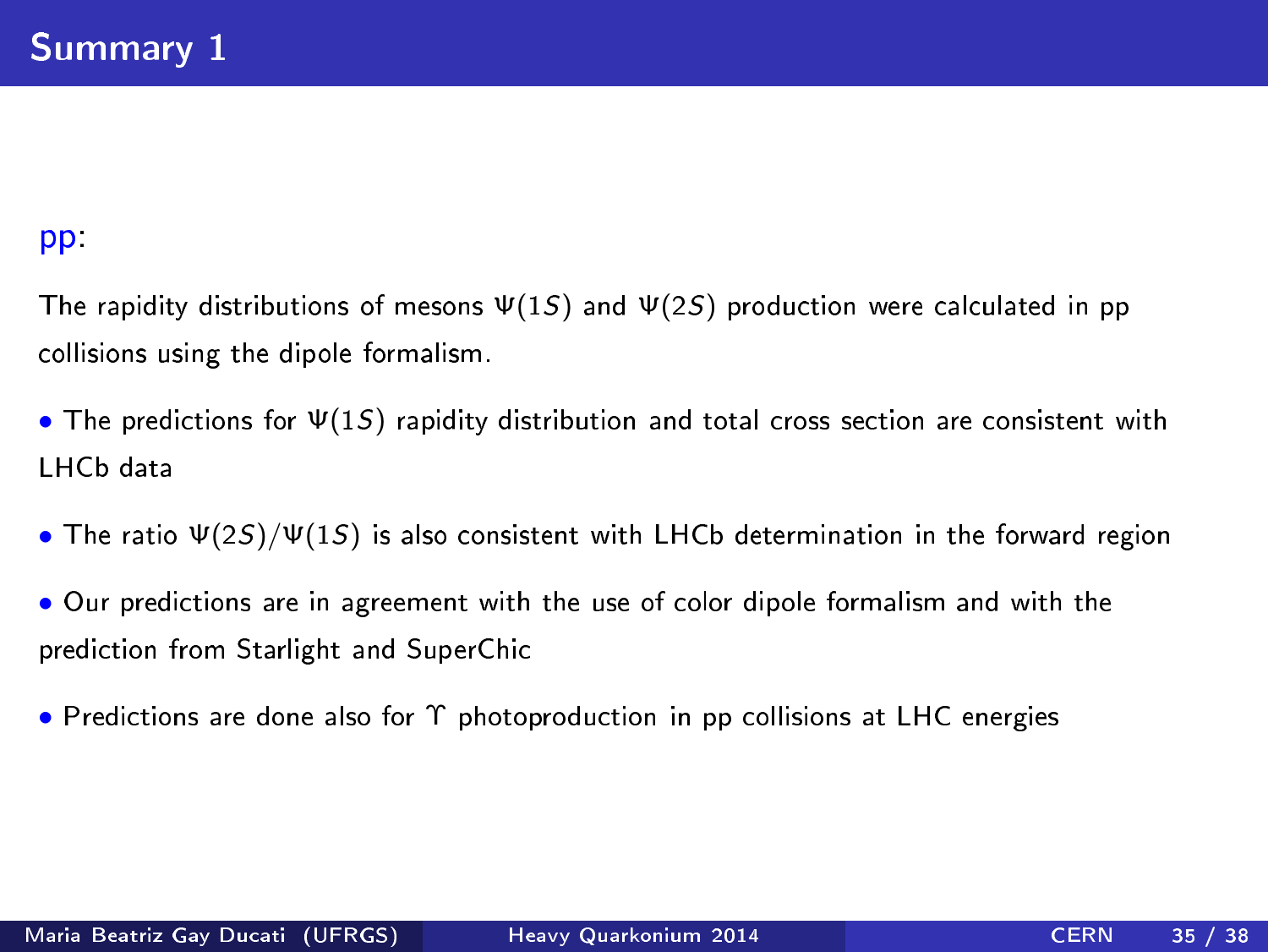# Summary 1

pp:

The rapidity distributions of mesons $\Psi(1S)$ and $\Psi(2S)$ production were calculated in pp collisions using the dipole formalism.

- The predictions for $\Psi(1S)$ rapidity distribution and total cross section are consistent with LHCb data

- The ratio $\Psi(2S)/\Psi(1S)$ is also consistent with LHCb determination in the forward region

- Our predictions are in agreement with the use of color dipole formalism and with the prediction from Starlight and SuperChic

- Predictions are done also for $\Upsilon$ photoproduction in pp collisions at LHC energies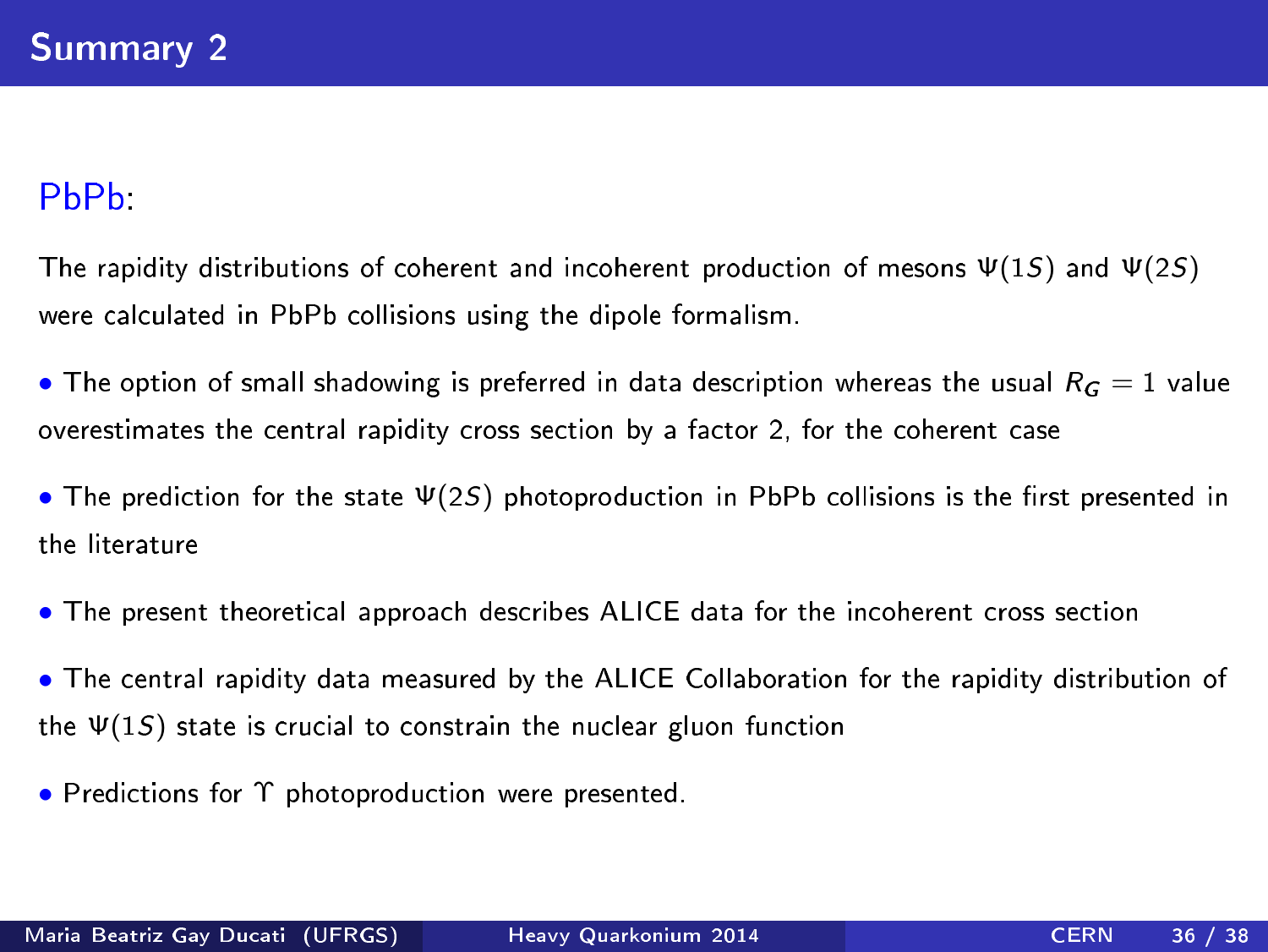# Summary 2

## PbPb:

The rapidity distributions of coherent and incoherent production of mesons $\Psi(1S)$ and $\Psi(2S)$ were calculated in PbPb collisions using the dipole formalism.

- The option of small shadowing is preferred in data description whereas the usual $R_G = 1$ value overestimates the central rapidity cross section by a factor 2, for the coherent case
- The prediction for the state $\Psi(2S)$ photoproduction in PbPb collisions is the first presented in the literature
- The present theoretical approach describes ALICE data for the incoherent cross section
- The central rapidity data measured by the ALICE Collaboration for the rapidity distribution of the $\Psi(1S)$ state is crucial to constrain the nuclear gluon function
- Predictions for $\Upsilon$ photoproduction were presented.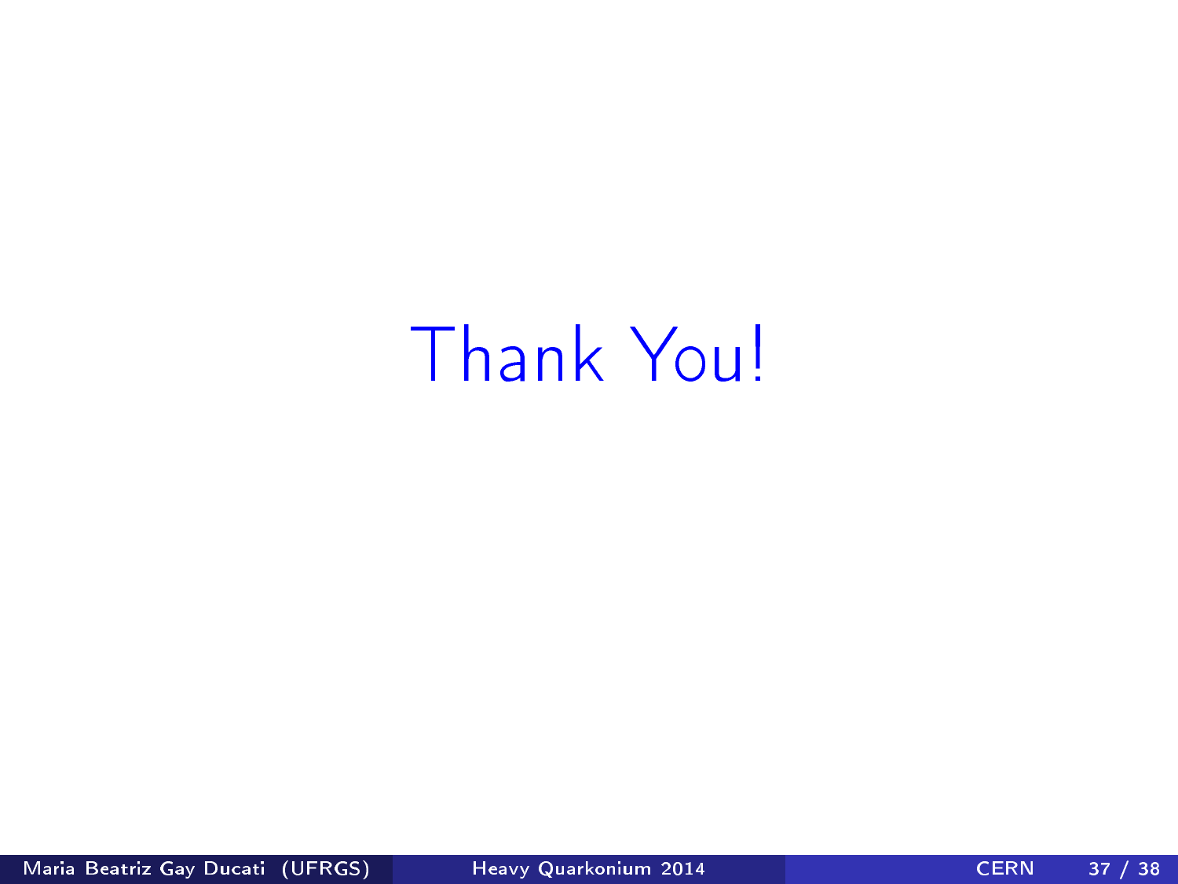Thank You!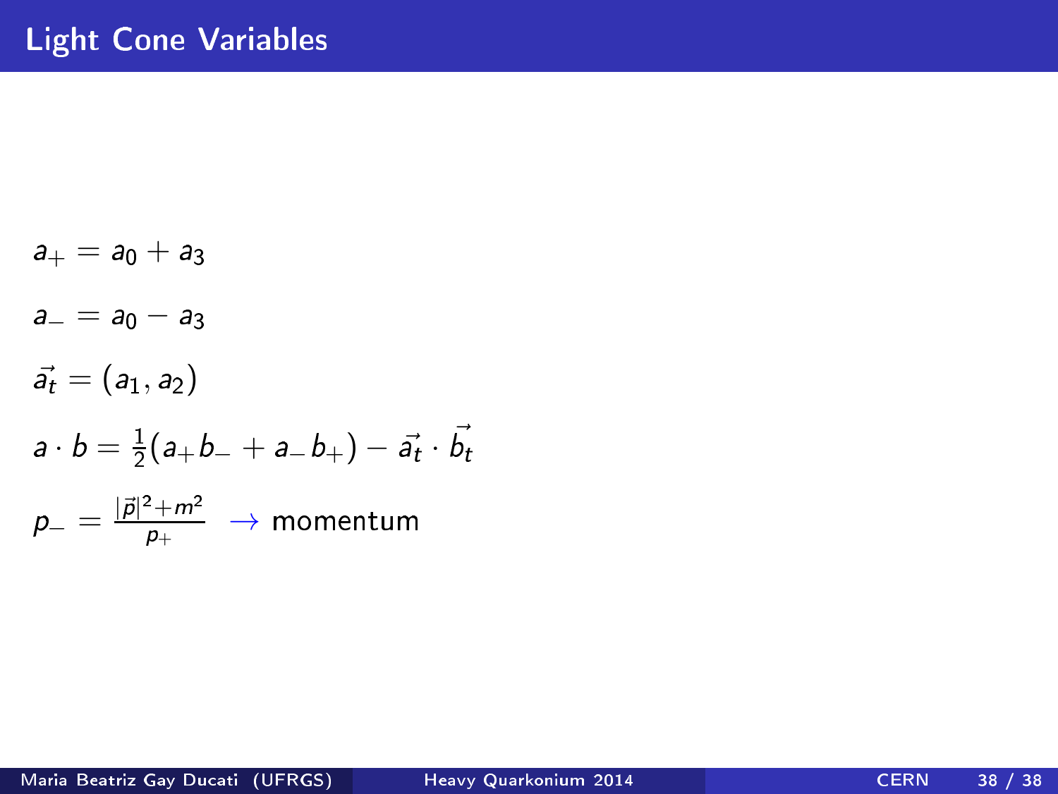# Light Cone Variables

$$a_+ = a_0 + a_3$$

$$a_- = a_0 - a_3$$

$$\vec{a_t} = (a_1, a_2)$$

$$a \cdot b = \frac{1}{2}(a_+ b_- + a_- b_+) - \vec{a_t} \cdot \vec{b_t}$$

$p_- = \frac{|\vec{p}|^2 + m^2}{p_+}$ $\rightarrow$ momentum